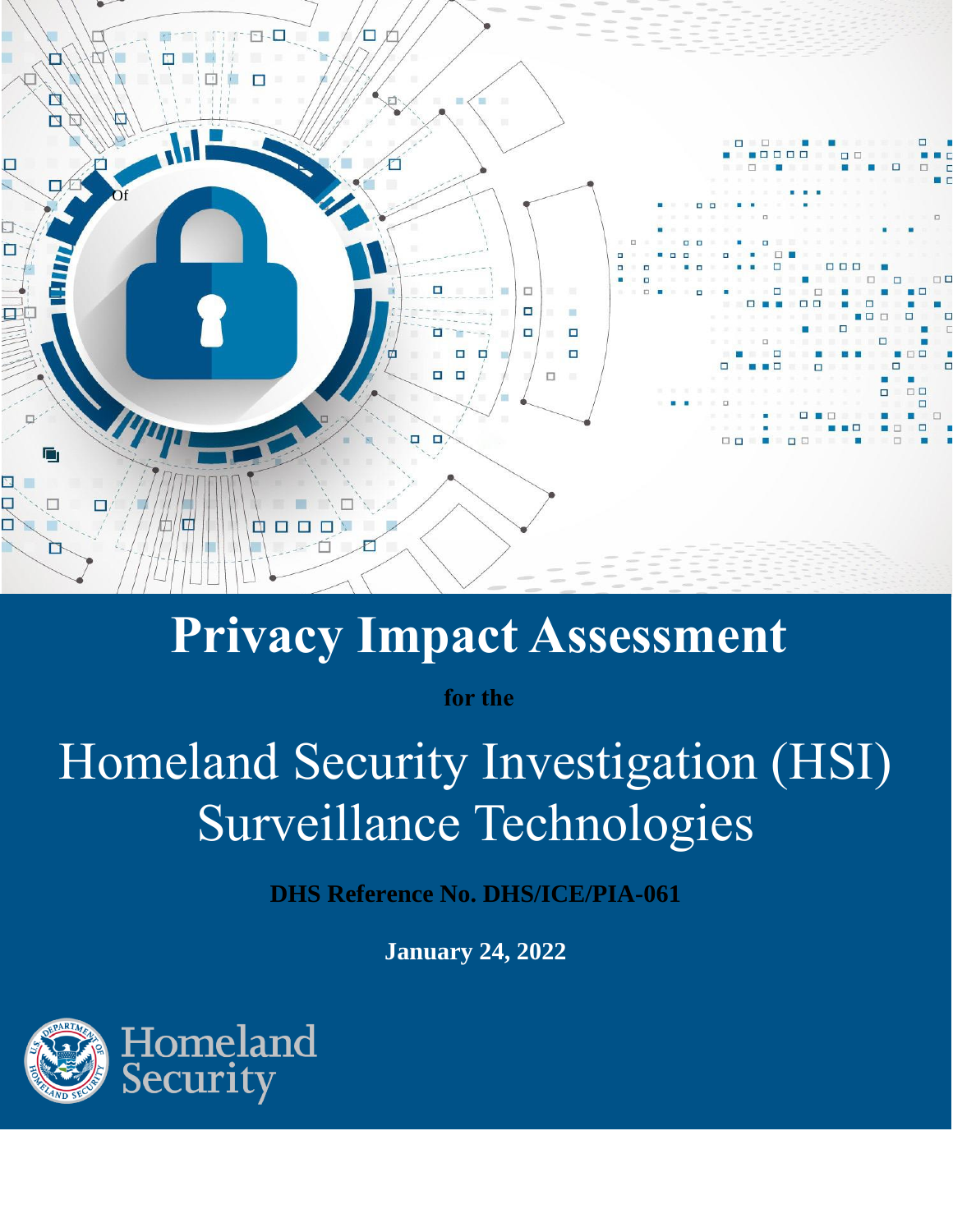# Privacy Impact Assessment

**for the**

# Homeland Security Investigation (HSI) Surveillance Technologies

**DHS Reference No. DHS/ICE/PIA-061**

**January 24, 2022**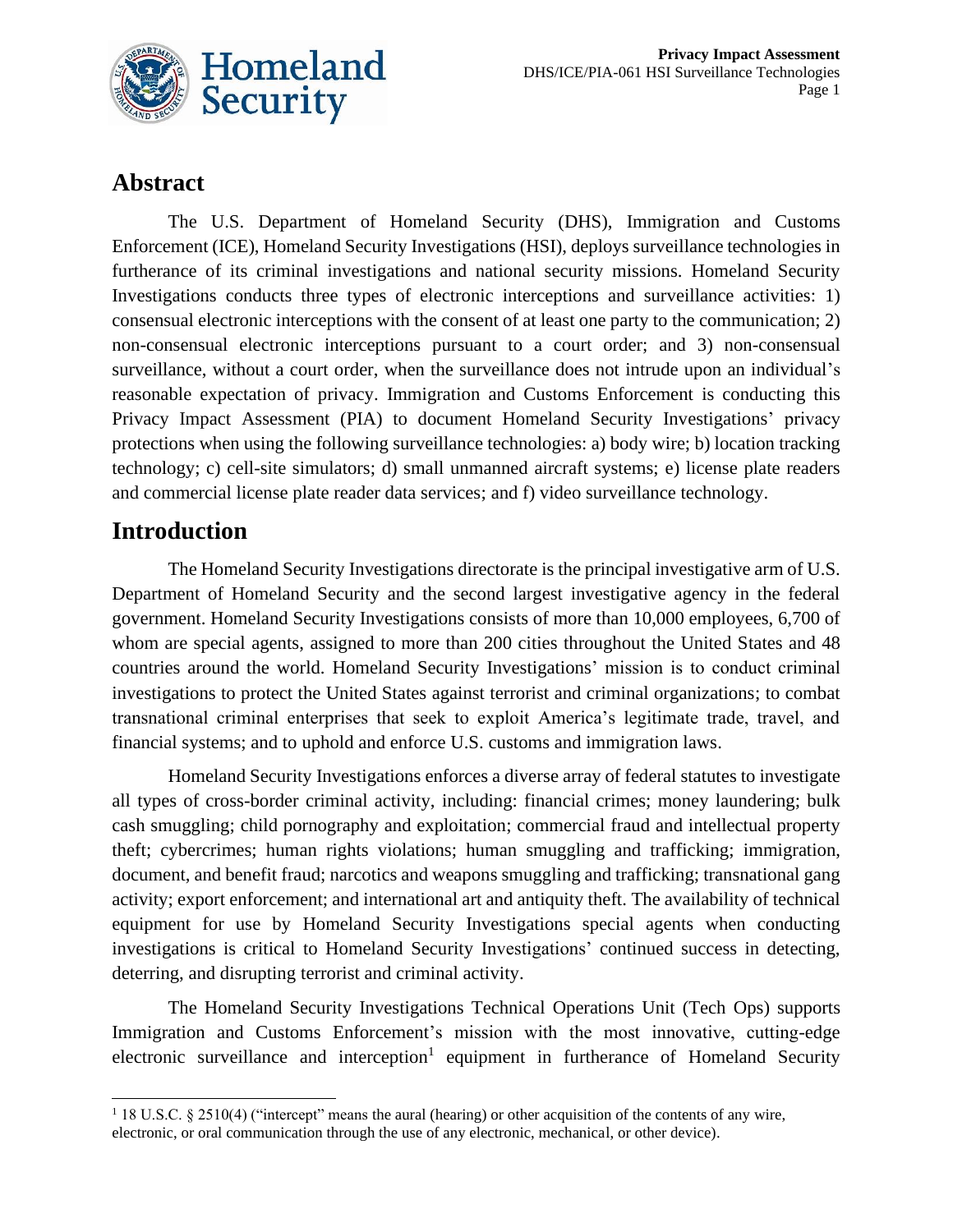## Abstract

The U.S. Department of Homeland Security (DHS), Immigration and Customs Enforcement (ICE), Homeland Security Investigations (HSI), deploys surveillance technologies in furtherance of its criminal investigations and national security missions. Homeland Security Investigations conducts three types of electronic interceptions and surveillance activities: 1) consensual electronic interceptions with the consent of at least one party to the communication; 2) non-consensual electronic interceptions pursuant to a court order; and 3) non-consensual surveillance, without a court order, when the surveillance does not intrude upon an individual's reasonable expectation of privacy. Immigration and Customs Enforcement is conducting this Privacy Impact Assessment (PIA) to document Homeland Security Investigations' privacy protections when using the following surveillance technologies: a) body wire; b) location tracking technology; c) cell-site simulators; d) small unmanned aircraft systems; e) license plate readers and commercial license plate reader data services; and f) video surveillance technology.

## Introduction

The Homeland Security Investigations directorate is the principal investigative arm of U.S. Department of Homeland Security and the second largest investigative agency in the federal government. Homeland Security Investigations consists of more than 10,000 employees, 6,700 of whom are special agents, assigned to more than 200 cities throughout the United States and 48 countries around the world. Homeland Security Investigations' mission is to conduct criminal investigations to protect the United States against terrorist and criminal organizations; to combat transnational criminal enterprises that seek to exploit America's legitimate trade, travel, and financial systems; and to uphold and enforce U.S. customs and immigration laws.

Homeland Security Investigations enforces a diverse array of federal statutes to investigate all types of cross-border criminal activity, including: financial crimes; money laundering; bulk cash smuggling; child pornography and exploitation; commercial fraud and intellectual property theft; cybercrimes; human rights violations; human smuggling and trafficking; immigration, document, and benefit fraud; narcotics and weapons smuggling and trafficking; transnational gang activity; export enforcement; and international art and antiquity theft. The availability of technical equipment for use by Homeland Security Investigations special agents when conducting investigations is critical to Homeland Security Investigations' continued success in detecting, deterring, and disrupting terrorist and criminal activity.

The Homeland Security Investigations Technical Operations Unit (Tech Ops) supports Immigration and Customs Enforcement's mission with the most innovative, cutting-edge electronic surveillance and interception[1] equipment in furtherance of Homeland Security

[1] 18 U.S.C. § 2510(4) ("intercept" means the aural (hearing) or other acquisition of the contents of any wire, electronic, or oral communication through the use of any electronic, mechanical, or other device).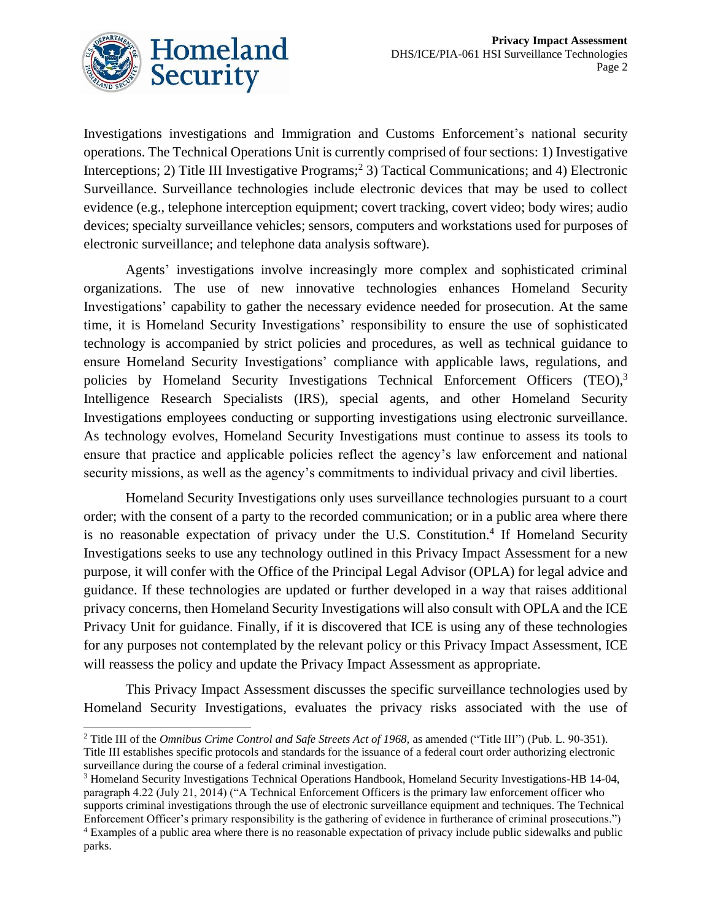Investigations investigations and Immigration and Customs Enforcement's national security operations. The Technical Operations Unit is currently comprised of four sections: 1) Investigative Interceptions; 2) Title III Investigative Programs;[2] 3) Tactical Communications; and 4) Electronic Surveillance. Surveillance technologies include electronic devices that may be used to collect evidence (e.g., telephone interception equipment; covert tracking, covert video; body wires; audio devices; specialty surveillance vehicles; sensors, computers and workstations used for purposes of electronic surveillance; and telephone data analysis software).

Agents' investigations involve increasingly more complex and sophisticated criminal organizations. The use of new innovative technologies enhances Homeland Security Investigations' capability to gather the necessary evidence needed for prosecution. At the same time, it is Homeland Security Investigations' responsibility to ensure the use of sophisticated technology is accompanied by strict policies and procedures, as well as technical guidance to ensure Homeland Security Investigations' compliance with applicable laws, regulations, and policies by Homeland Security Investigations Technical Enforcement Officers (TEO),[3] Intelligence Research Specialists (IRS), special agents, and other Homeland Security Investigations employees conducting or supporting investigations using electronic surveillance. As technology evolves, Homeland Security Investigations must continue to assess its tools to ensure that practice and applicable policies reflect the agency's law enforcement and national security missions, as well as the agency's commitments to individual privacy and civil liberties.

Homeland Security Investigations only uses surveillance technologies pursuant to a court order; with the consent of a party to the recorded communication; or in a public area where there is no reasonable expectation of privacy under the U.S. Constitution.[4] If Homeland Security Investigations seeks to use any technology outlined in this Privacy Impact Assessment for a new purpose, it will confer with the Office of the Principal Legal Advisor (OPLA) for legal advice and guidance. If these technologies are updated or further developed in a way that raises additional privacy concerns, then Homeland Security Investigations will also consult with OPLA and the ICE Privacy Unit for guidance. Finally, if it is discovered that ICE is using any of these technologies for any purposes not contemplated by the relevant policy or this Privacy Impact Assessment, ICE will reassess the policy and update the Privacy Impact Assessment as appropriate.

This Privacy Impact Assessment discusses the specific surveillance technologies used by Homeland Security Investigations, evaluates the privacy risks associated with the use of

---

[2] Title III of the *Omnibus Crime Control and Safe Streets Act of 1968,* as amended ("Title III") (Pub. L. 90-351). Title III establishes specific protocols and standards for the issuance of a federal court order authorizing electronic surveillance during the course of a federal criminal investigation.

[3] Homeland Security Investigations Technical Operations Handbook, Homeland Security Investigations-HB 14-04, paragraph 4.22 (July 21, 2014) ("A Technical Enforcement Officers is the primary law enforcement officer who supports criminal investigations through the use of electronic surveillance equipment and techniques. The Technical Enforcement Officer's primary responsibility is the gathering of evidence in furtherance of criminal prosecutions.")

[4] Examples of a public area where there is no reasonable expectation of privacy include public sidewalks and public parks.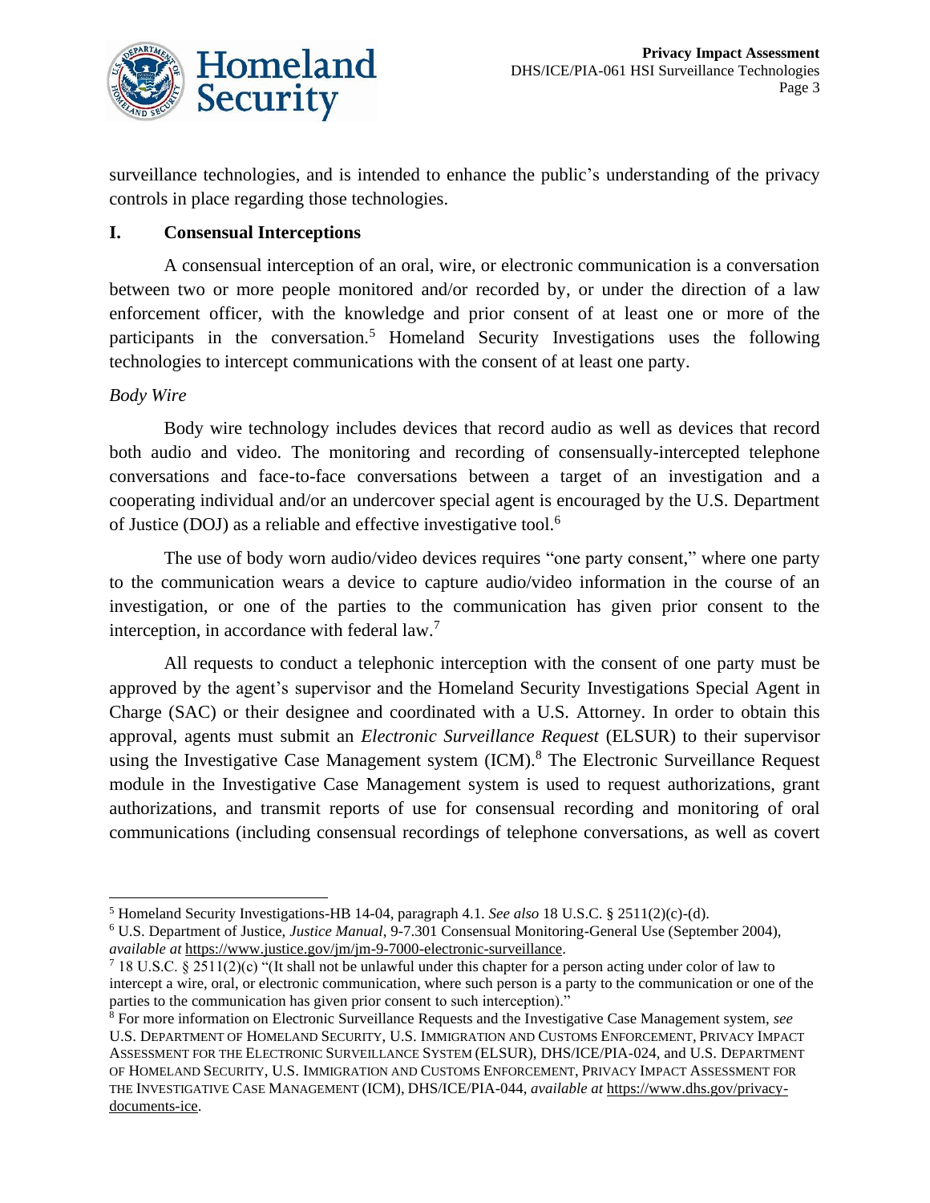surveillance technologies, and is intended to enhance the public's understanding of the privacy controls in place regarding those technologies.

## I. Consensual Interceptions

A consensual interception of an oral, wire, or electronic communication is a conversation between two or more people monitored and/or recorded by, or under the direction of a law enforcement officer, with the knowledge and prior consent of at least one or more of the participants in the conversation.[5] Homeland Security Investigations uses the following technologies to intercept communications with the consent of at least one party.

*Body Wire*

Body wire technology includes devices that record audio as well as devices that record both audio and video. The monitoring and recording of consensually-intercepted telephone conversations and face-to-face conversations between a target of an investigation and a cooperating individual and/or an undercover special agent is encouraged by the U.S. Department of Justice (DOJ) as a reliable and effective investigative tool.[6]

The use of body worn audio/video devices requires "one party consent," where one party to the communication wears a device to capture audio/video information in the course of an investigation, or one of the parties to the communication has given prior consent to the interception, in accordance with federal law.[7]

All requests to conduct a telephonic interception with the consent of one party must be approved by the agent's supervisor and the Homeland Security Investigations Special Agent in Charge (SAC) or their designee and coordinated with a U.S. Attorney. In order to obtain this approval, agents must submit an *Electronic Surveillance Request* (ELSUR) to their supervisor using the Investigative Case Management system (ICM).[8] The Electronic Surveillance Request module in the Investigative Case Management system is used to request authorizations, grant authorizations, and transmit reports of use for consensual recording and monitoring of oral communications (including consensual recordings of telephone conversations, as well as covert

---

[5] Homeland Security Investigations-HB 14-04, paragraph 4.1. *See also* 18 U.S.C. § 2511(2)(c)-(d).

[6] U.S. Department of Justice, *Justice Manual*, 9-7.301 Consensual Monitoring-General Use (September 2004), *available at* https://www.justice.gov/jm/jm-9-7000-electronic-surveillance.

[7] 18 U.S.C. § 2511(2)(c) "(It shall not be unlawful under this chapter for a person acting under color of law to intercept a wire, oral, or electronic communication, where such person is a party to the communication or one of the parties to the communication has given prior consent to such interception)."

[8] For more information on Electronic Surveillance Requests and the Investigative Case Management system, *see* U.S. Department of Homeland Security, U.S. Immigration and Customs Enforcement, Privacy Impact Assessment for the Electronic Surveillance System (ELSUR), DHS/ICE/PIA-024, and U.S. Department of Homeland Security, U.S. Immigration and Customs Enforcement, Privacy Impact Assessment for the Investigative Case Management (ICM), DHS/ICE/PIA-044, *available at* https://www.dhs.gov/privacy-documents-ice.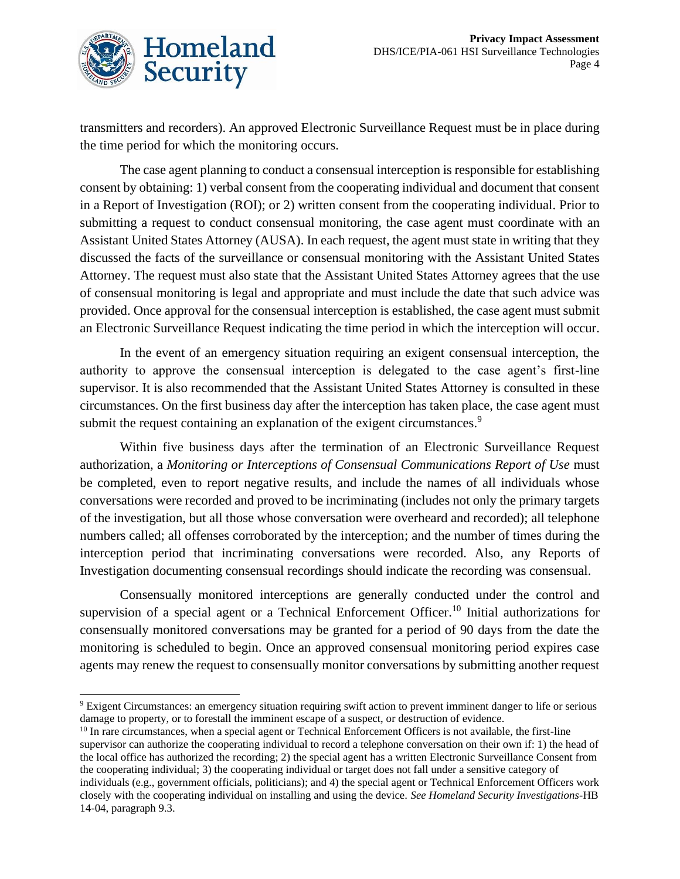transmitters and recorders). An approved Electronic Surveillance Request must be in place during the time period for which the monitoring occurs.

The case agent planning to conduct a consensual interception is responsible for establishing consent by obtaining: 1) verbal consent from the cooperating individual and document that consent in a Report of Investigation (ROI); or 2) written consent from the cooperating individual. Prior to submitting a request to conduct consensual monitoring, the case agent must coordinate with an Assistant United States Attorney (AUSA). In each request, the agent must state in writing that they discussed the facts of the surveillance or consensual monitoring with the Assistant United States Attorney. The request must also state that the Assistant United States Attorney agrees that the use of consensual monitoring is legal and appropriate and must include the date that such advice was provided. Once approval for the consensual interception is established, the case agent must submit an Electronic Surveillance Request indicating the time period in which the interception will occur.

In the event of an emergency situation requiring an exigent consensual interception, the authority to approve the consensual interception is delegated to the case agent's first-line supervisor. It is also recommended that the Assistant United States Attorney is consulted in these circumstances. On the first business day after the interception has taken place, the case agent must submit the request containing an explanation of the exigent circumstances.[9]

Within five business days after the termination of an Electronic Surveillance Request authorization, a *Monitoring or Interceptions of Consensual Communications Report of Use* must be completed, even to report negative results, and include the names of all individuals whose conversations were recorded and proved to be incriminating (includes not only the primary targets of the investigation, but all those whose conversation were overheard and recorded); all telephone numbers called; all offenses corroborated by the interception; and the number of times during the interception period that incriminating conversations were recorded. Also, any Reports of Investigation documenting consensual recordings should indicate the recording was consensual.

Consensually monitored interceptions are generally conducted under the control and supervision of a special agent or a Technical Enforcement Officer.[10] Initial authorizations for consensually monitored conversations may be granted for a period of 90 days from the date the monitoring is scheduled to begin. Once an approved consensual monitoring period expires case agents may renew the request to consensually monitor conversations by submitting another request

---

[9] Exigent Circumstances: an emergency situation requiring swift action to prevent imminent danger to life or serious damage to property, or to forestall the imminent escape of a suspect, or destruction of evidence.

[10] In rare circumstances, when a special agent or Technical Enforcement Officers is not available, the first-line supervisor can authorize the cooperating individual to record a telephone conversation on their own if: 1) the head of the local office has authorized the recording; 2) the special agent has a written Electronic Surveillance Consent from the cooperating individual; 3) the cooperating individual or target does not fall under a sensitive category of individuals (e.g., government officials, politicians); and 4) the special agent or Technical Enforcement Officers work closely with the cooperating individual on installing and using the device. *See Homeland Security Investigations*-HB 14-04, paragraph 9.3.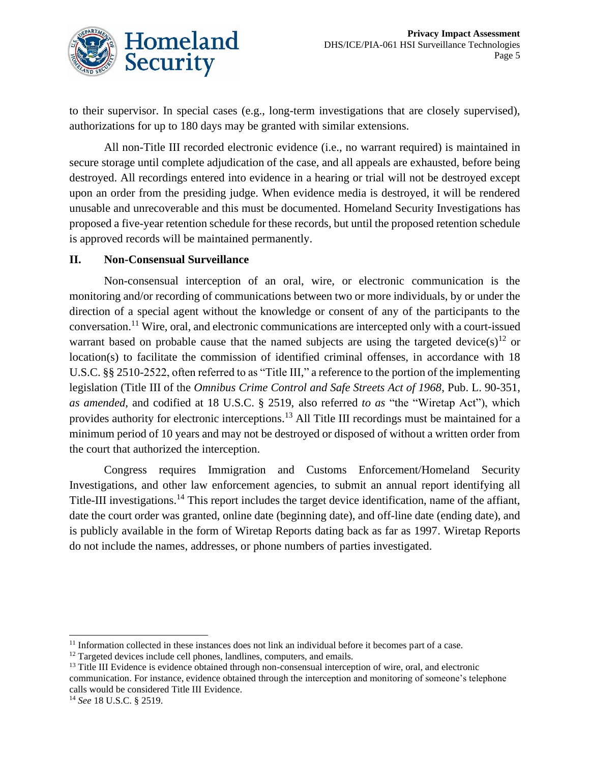to their supervisor. In special cases (e.g., long-term investigations that are closely supervised), authorizations for up to 180 days may be granted with similar extensions.

All non-Title III recorded electronic evidence (i.e., no warrant required) is maintained in secure storage until complete adjudication of the case, and all appeals are exhausted, before being destroyed. All recordings entered into evidence in a hearing or trial will not be destroyed except upon an order from the presiding judge. When evidence media is destroyed, it will be rendered unusable and unrecoverable and this must be documented. Homeland Security Investigations has proposed a five-year retention schedule for these records, but until the proposed retention schedule is approved records will be maintained permanently.

## II. Non-Consensual Surveillance

Non-consensual interception of an oral, wire, or electronic communication is the monitoring and/or recording of communications between two or more individuals, by or under the direction of a special agent without the knowledge or consent of any of the participants to the conversation.[11] Wire, oral, and electronic communications are intercepted only with a court-issued warrant based on probable cause that the named subjects are using the targeted device(s)[12] or location(s) to facilitate the commission of identified criminal offenses, in accordance with 18 U.S.C. §§ 2510-2522, often referred to as "Title III," a reference to the portion of the implementing legislation (Title III of the *Omnibus Crime Control and Safe Streets Act of 1968*, Pub. L. 90-351, *as amended*, and codified at 18 U.S.C. § 2519, also referred *to as* "the "Wiretap Act"), which provides authority for electronic interceptions.[13] All Title III recordings must be maintained for a minimum period of 10 years and may not be destroyed or disposed of without a written order from the court that authorized the interception.

Congress requires Immigration and Customs Enforcement/Homeland Security Investigations, and other law enforcement agencies, to submit an annual report identifying all Title-III investigations.[14] This report includes the target device identification, name of the affiant, date the court order was granted, online date (beginning date), and off-line date (ending date), and is publicly available in the form of Wiretap Reports dating back as far as 1997. Wiretap Reports do not include the names, addresses, or phone numbers of parties investigated.

---

[11] Information collected in these instances does not link an individual before it becomes part of a case.

[12] Targeted devices include cell phones, landlines, computers, and emails.

[13] Title III Evidence is evidence obtained through non-consensual interception of wire, oral, and electronic communication. For instance, evidence obtained through the interception and monitoring of someone's telephone calls would be considered Title III Evidence.

[14] *See* 18 U.S.C. § 2519.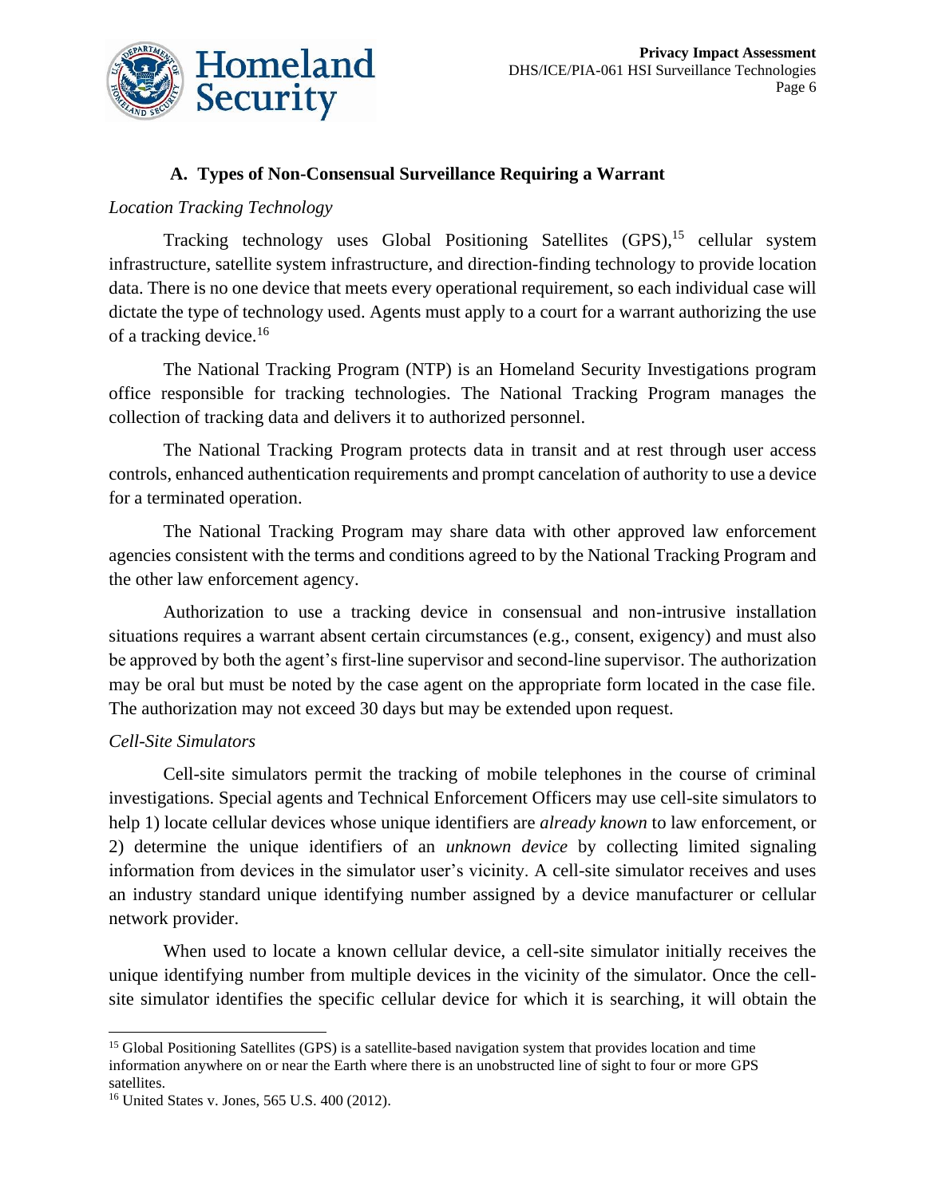### A. Types of Non-Consensual Surveillance Requiring a Warrant

*Location Tracking Technology*

Tracking technology uses Global Positioning Satellites (GPS),[15] cellular system infrastructure, satellite system infrastructure, and direction-finding technology to provide location data. There is no one device that meets every operational requirement, so each individual case will dictate the type of technology used. Agents must apply to a court for a warrant authorizing the use of a tracking device.[16]

The National Tracking Program (NTP) is an Homeland Security Investigations program office responsible for tracking technologies. The National Tracking Program manages the collection of tracking data and delivers it to authorized personnel.

The National Tracking Program protects data in transit and at rest through user access controls, enhanced authentication requirements and prompt cancelation of authority to use a device for a terminated operation.

The National Tracking Program may share data with other approved law enforcement agencies consistent with the terms and conditions agreed to by the National Tracking Program and the other law enforcement agency.

Authorization to use a tracking device in consensual and non-intrusive installation situations requires a warrant absent certain circumstances (e.g., consent, exigency) and must also be approved by both the agent's first-line supervisor and second-line supervisor. The authorization may be oral but must be noted by the case agent on the appropriate form located in the case file. The authorization may not exceed 30 days but may be extended upon request.

*Cell-Site Simulators*

Cell-site simulators permit the tracking of mobile telephones in the course of criminal investigations. Special agents and Technical Enforcement Officers may use cell-site simulators to help 1) locate cellular devices whose unique identifiers are *already known* to law enforcement, or 2) determine the unique identifiers of an *unknown device* by collecting limited signaling information from devices in the simulator user's vicinity. A cell-site simulator receives and uses an industry standard unique identifying number assigned by a device manufacturer or cellular network provider.

When used to locate a known cellular device, a cell-site simulator initially receives the unique identifying number from multiple devices in the vicinity of the simulator. Once the cell-site simulator identifies the specific cellular device for which it is searching, it will obtain the

[15] Global Positioning Satellites (GPS) is a satellite-based navigation system that provides location and time information anywhere on or near the Earth where there is an unobstructed line of sight to four or more GPS satellites.

[16] United States v. Jones, 565 U.S. 400 (2012).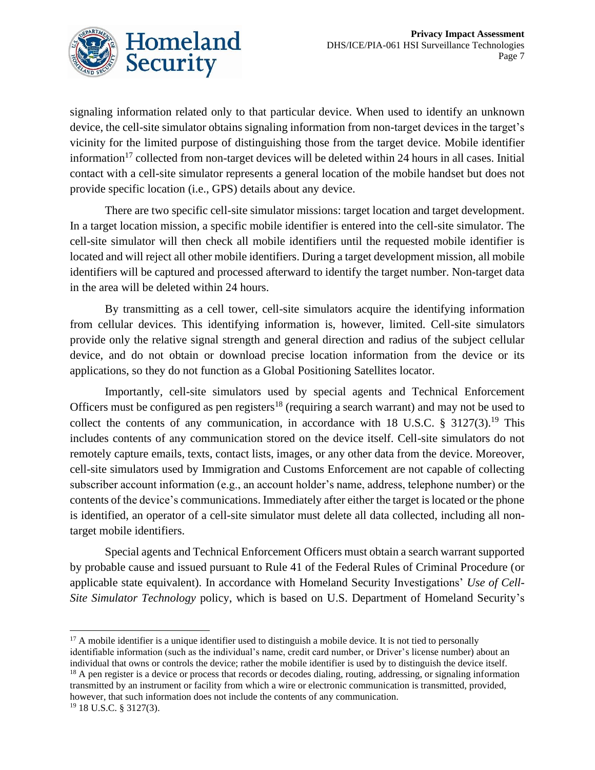signaling information related only to that particular device. When used to identify an unknown device, the cell-site simulator obtains signaling information from non-target devices in the target's vicinity for the limited purpose of distinguishing those from the target device. Mobile identifier information[17] collected from non-target devices will be deleted within 24 hours in all cases. Initial contact with a cell-site simulator represents a general location of the mobile handset but does not provide specific location (i.e., GPS) details about any device.

There are two specific cell-site simulator missions: target location and target development. In a target location mission, a specific mobile identifier is entered into the cell-site simulator. The cell-site simulator will then check all mobile identifiers until the requested mobile identifier is located and will reject all other mobile identifiers. During a target development mission, all mobile identifiers will be captured and processed afterward to identify the target number. Non-target data in the area will be deleted within 24 hours.

By transmitting as a cell tower, cell-site simulators acquire the identifying information from cellular devices. This identifying information is, however, limited. Cell-site simulators provide only the relative signal strength and general direction and radius of the subject cellular device, and do not obtain or download precise location information from the device or its applications, so they do not function as a Global Positioning Satellites locator.

Importantly, cell-site simulators used by special agents and Technical Enforcement Officers must be configured as pen registers[18] (requiring a search warrant) and may not be used to collect the contents of any communication, in accordance with 18 U.S.C. § 3127(3).[19] This includes contents of any communication stored on the device itself. Cell-site simulators do not remotely capture emails, texts, contact lists, images, or any other data from the device. Moreover, cell-site simulators used by Immigration and Customs Enforcement are not capable of collecting subscriber account information (e.g., an account holder's name, address, telephone number) or the contents of the device's communications. Immediately after either the target is located or the phone is identified, an operator of a cell-site simulator must delete all data collected, including all non-target mobile identifiers.

Special agents and Technical Enforcement Officers must obtain a search warrant supported by probable cause and issued pursuant to Rule 41 of the Federal Rules of Criminal Procedure (or applicable state equivalent). In accordance with Homeland Security Investigations' *Use of Cell-Site Simulator Technology* policy, which is based on U.S. Department of Homeland Security's

---

[17] A mobile identifier is a unique identifier used to distinguish a mobile device. It is not tied to personally identifiable information (such as the individual's name, credit card number, or Driver's license number) about an individual that owns or controls the device; rather the mobile identifier is used by to distinguish the device itself.

[18] A pen register is a device or process that records or decodes dialing, routing, addressing, or signaling information transmitted by an instrument or facility from which a wire or electronic communication is transmitted, provided, however, that such information does not include the contents of any communication.

[19] 18 U.S.C. § 3127(3).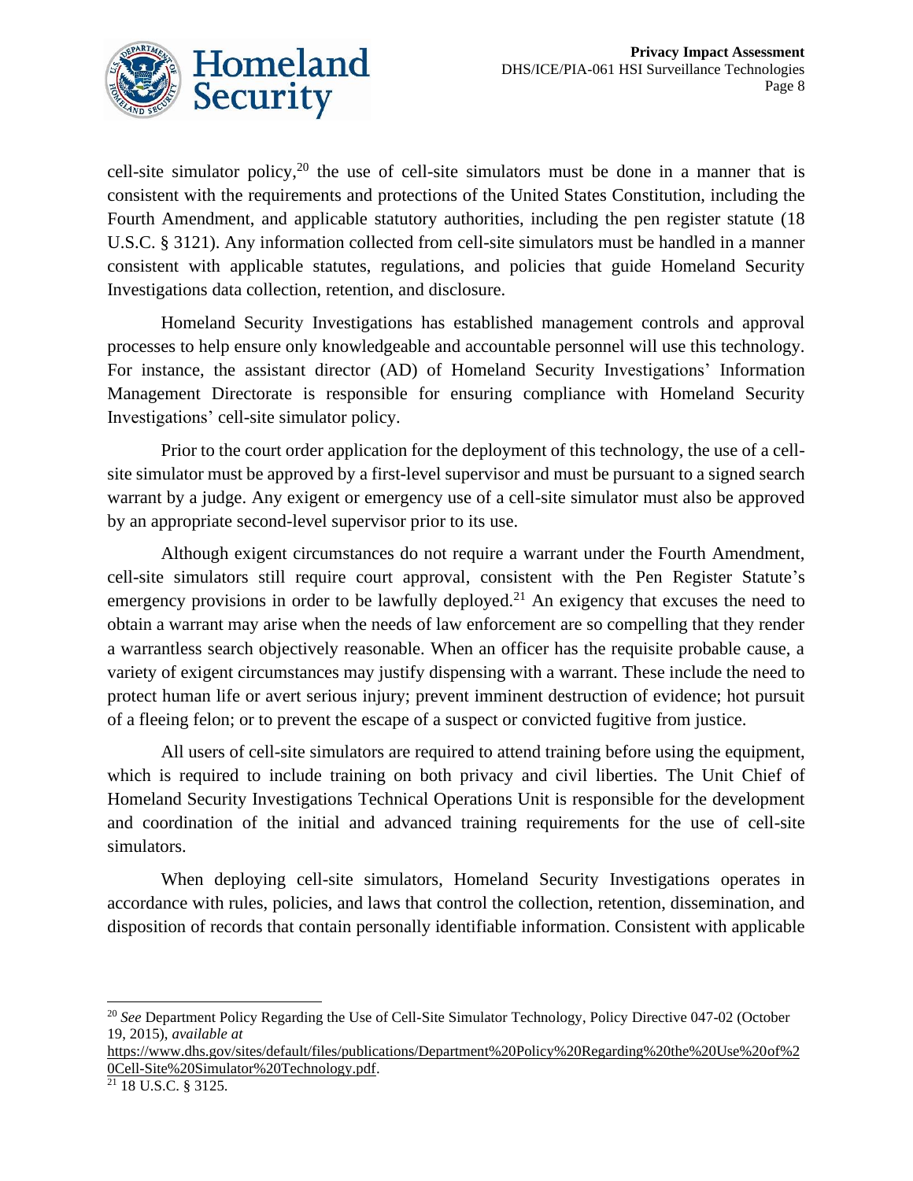cell-site simulator policy,[20] the use of cell-site simulators must be done in a manner that is consistent with the requirements and protections of the United States Constitution, including the Fourth Amendment, and applicable statutory authorities, including the pen register statute (18 U.S.C. § 3121). Any information collected from cell-site simulators must be handled in a manner consistent with applicable statutes, regulations, and policies that guide Homeland Security Investigations data collection, retention, and disclosure.

Homeland Security Investigations has established management controls and approval processes to help ensure only knowledgeable and accountable personnel will use this technology. For instance, the assistant director (AD) of Homeland Security Investigations' Information Management Directorate is responsible for ensuring compliance with Homeland Security Investigations' cell-site simulator policy.

Prior to the court order application for the deployment of this technology, the use of a cell-site simulator must be approved by a first-level supervisor and must be pursuant to a signed search warrant by a judge. Any exigent or emergency use of a cell-site simulator must also be approved by an appropriate second-level supervisor prior to its use.

Although exigent circumstances do not require a warrant under the Fourth Amendment, cell-site simulators still require court approval, consistent with the Pen Register Statute's emergency provisions in order to be lawfully deployed.[21] An exigency that excuses the need to obtain a warrant may arise when the needs of law enforcement are so compelling that they render a warrantless search objectively reasonable. When an officer has the requisite probable cause, a variety of exigent circumstances may justify dispensing with a warrant. These include the need to protect human life or avert serious injury; prevent imminent destruction of evidence; hot pursuit of a fleeing felon; or to prevent the escape of a suspect or convicted fugitive from justice.

All users of cell-site simulators are required to attend training before using the equipment, which is required to include training on both privacy and civil liberties. The Unit Chief of Homeland Security Investigations Technical Operations Unit is responsible for the development and coordination of the initial and advanced training requirements for the use of cell-site simulators.

When deploying cell-site simulators, Homeland Security Investigations operates in accordance with rules, policies, and laws that control the collection, retention, dissemination, and disposition of records that contain personally identifiable information. Consistent with applicable

---

[20] *See* Department Policy Regarding the Use of Cell-Site Simulator Technology, Policy Directive 047-02 (October 19, 2015), *available at* https://www.dhs.gov/sites/default/files/publications/Department%20Policy%20Regarding%20the%20Use%20of%20Cell-Site%20Simulator%20Technology.pdf.

[21] 18 U.S.C. § 3125.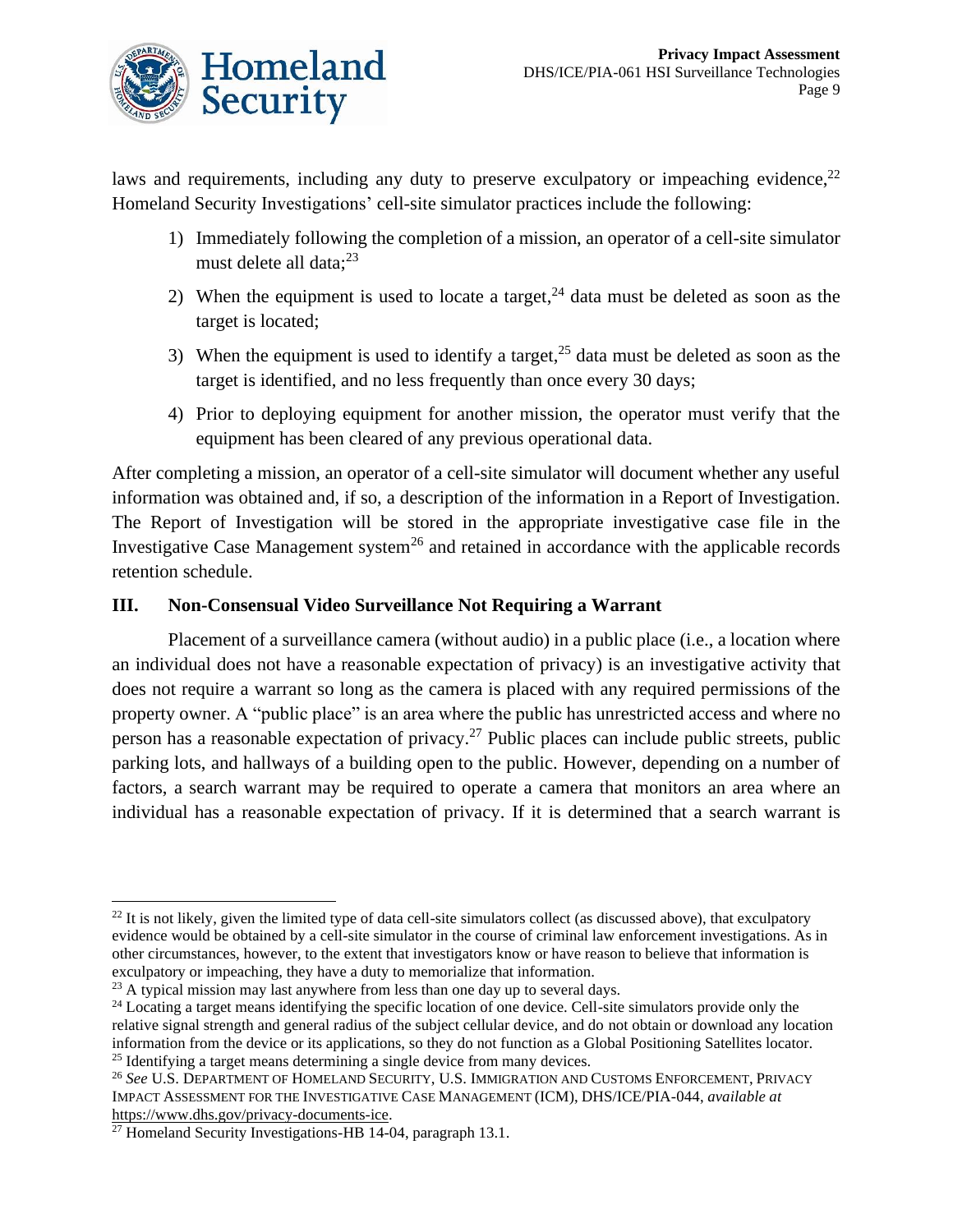laws and requirements, including any duty to preserve exculpatory or impeaching evidence,[22] Homeland Security Investigations' cell-site simulator practices include the following:

1) Immediately following the completion of a mission, an operator of a cell-site simulator must delete all data;[23]
2) When the equipment is used to locate a target,[24] data must be deleted as soon as the target is located;
3) When the equipment is used to identify a target,[25] data must be deleted as soon as the target is identified, and no less frequently than once every 30 days;
4) Prior to deploying equipment for another mission, the operator must verify that the equipment has been cleared of any previous operational data.

After completing a mission, an operator of a cell-site simulator will document whether any useful information was obtained and, if so, a description of the information in a Report of Investigation. The Report of Investigation will be stored in the appropriate investigative case file in the Investigative Case Management system[26] and retained in accordance with the applicable records retention schedule.

## III. Non-Consensual Video Surveillance Not Requiring a Warrant

Placement of a surveillance camera (without audio) in a public place (i.e., a location where an individual does not have a reasonable expectation of privacy) is an investigative activity that does not require a warrant so long as the camera is placed with any required permissions of the property owner. A "public place" is an area where the public has unrestricted access and where no person has a reasonable expectation of privacy.[27] Public places can include public streets, public parking lots, and hallways of a building open to the public. However, depending on a number of factors, a search warrant may be required to operate a camera that monitors an area where an individual has a reasonable expectation of privacy. If it is determined that a search warrant is

---

[22] It is not likely, given the limited type of data cell-site simulators collect (as discussed above), that exculpatory evidence would be obtained by a cell-site simulator in the course of criminal law enforcement investigations. As in other circumstances, however, to the extent that investigators know or have reason to believe that information is exculpatory or impeaching, they have a duty to memorialize that information.

[23] A typical mission may last anywhere from less than one day up to several days.

[24] Locating a target means identifying the specific location of one device. Cell-site simulators provide only the relative signal strength and general radius of the subject cellular device, and do not obtain or download any location information from the device or its applications, so they do not function as a Global Positioning Satellites locator.

[25] Identifying a target means determining a single device from many devices.

[26] *See* U.S. DEPARTMENT OF HOMELAND SECURITY, U.S. IMMIGRATION AND CUSTOMS ENFORCEMENT, PRIVACY IMPACT ASSESSMENT FOR THE INVESTIGATIVE CASE MANAGEMENT (ICM), DHS/ICE/PIA-044, *available at* https://www.dhs.gov/privacy-documents-ice.

[27] Homeland Security Investigations-HB 14-04, paragraph 13.1.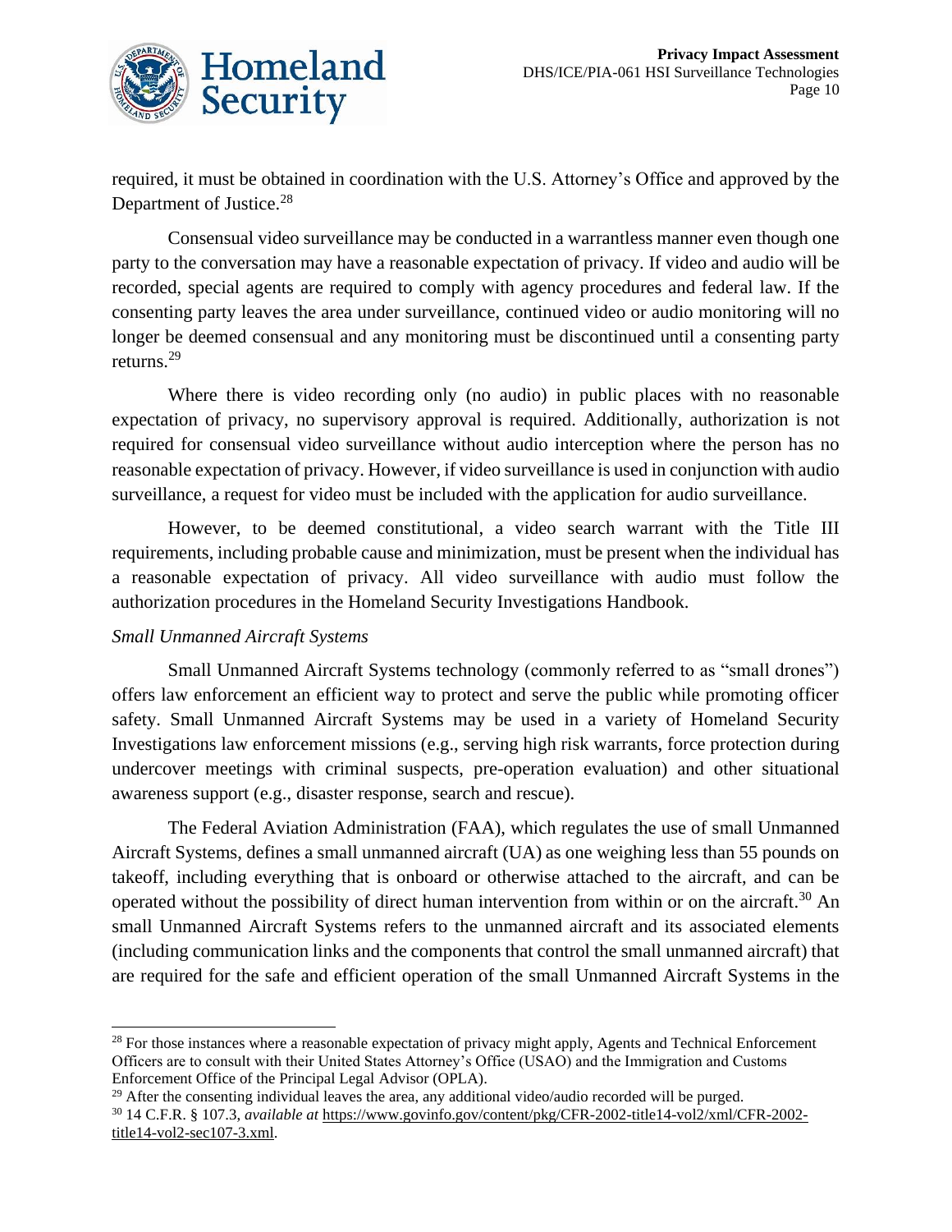required, it must be obtained in coordination with the U.S. Attorney's Office and approved by the Department of Justice.[28]

Consensual video surveillance may be conducted in a warrantless manner even though one party to the conversation may have a reasonable expectation of privacy. If video and audio will be recorded, special agents are required to comply with agency procedures and federal law. If the consenting party leaves the area under surveillance, continued video or audio monitoring will no longer be deemed consensual and any monitoring must be discontinued until a consenting party returns.[29]

Where there is video recording only (no audio) in public places with no reasonable expectation of privacy, no supervisory approval is required. Additionally, authorization is not required for consensual video surveillance without audio interception where the person has no reasonable expectation of privacy. However, if video surveillance is used in conjunction with audio surveillance, a request for video must be included with the application for audio surveillance.

However, to be deemed constitutional, a video search warrant with the Title III requirements, including probable cause and minimization, must be present when the individual has a reasonable expectation of privacy. All video surveillance with audio must follow the authorization procedures in the Homeland Security Investigations Handbook.

*Small Unmanned Aircraft Systems*

Small Unmanned Aircraft Systems technology (commonly referred to as "small drones") offers law enforcement an efficient way to protect and serve the public while promoting officer safety. Small Unmanned Aircraft Systems may be used in a variety of Homeland Security Investigations law enforcement missions (e.g., serving high risk warrants, force protection during undercover meetings with criminal suspects, pre-operation evaluation) and other situational awareness support (e.g., disaster response, search and rescue).

The Federal Aviation Administration (FAA), which regulates the use of small Unmanned Aircraft Systems, defines a small unmanned aircraft (UA) as one weighing less than 55 pounds on takeoff, including everything that is onboard or otherwise attached to the aircraft, and can be operated without the possibility of direct human intervention from within or on the aircraft.[30] An small Unmanned Aircraft Systems refers to the unmanned aircraft and its associated elements (including communication links and the components that control the small unmanned aircraft) that are required for the safe and efficient operation of the small Unmanned Aircraft Systems in the

---

[28] For those instances where a reasonable expectation of privacy might apply, Agents and Technical Enforcement Officers are to consult with their United States Attorney's Office (USAO) and the Immigration and Customs Enforcement Office of the Principal Legal Advisor (OPLA).

[29] After the consenting individual leaves the area, any additional video/audio recorded will be purged.

[30] 14 C.F.R. § 107.3, *available at* https://www.govinfo.gov/content/pkg/CFR-2002-title14-vol2/xml/CFR-2002-title14-vol2-sec107-3.xml.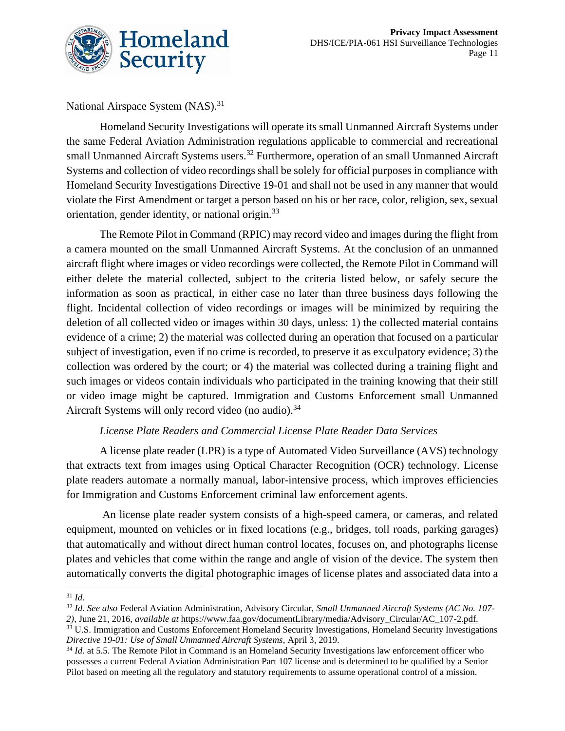National Airspace System (NAS).[31]

Homeland Security Investigations will operate its small Unmanned Aircraft Systems under the same Federal Aviation Administration regulations applicable to commercial and recreational small Unmanned Aircraft Systems users.[32] Furthermore, operation of an small Unmanned Aircraft Systems and collection of video recordings shall be solely for official purposes in compliance with Homeland Security Investigations Directive 19-01 and shall not be used in any manner that would violate the First Amendment or target a person based on his or her race, color, religion, sex, sexual orientation, gender identity, or national origin.[33]

The Remote Pilot in Command (RPIC) may record video and images during the flight from a camera mounted on the small Unmanned Aircraft Systems. At the conclusion of an unmanned aircraft flight where images or video recordings were collected, the Remote Pilot in Command will either delete the material collected, subject to the criteria listed below, or safely secure the information as soon as practical, in either case no later than three business days following the flight. Incidental collection of video recordings or images will be minimized by requiring the deletion of all collected video or images within 30 days, unless: 1) the collected material contains evidence of a crime; 2) the material was collected during an operation that focused on a particular subject of investigation, even if no crime is recorded, to preserve it as exculpatory evidence; 3) the collection was ordered by the court; or 4) the material was collected during a training flight and such images or videos contain individuals who participated in the training knowing that their still or video image might be captured. Immigration and Customs Enforcement small Unmanned Aircraft Systems will only record video (no audio).[34]

*License Plate Readers and Commercial License Plate Reader Data Services*

A license plate reader (LPR) is a type of Automated Video Surveillance (AVS) technology that extracts text from images using Optical Character Recognition (OCR) technology. License plate readers automate a normally manual, labor-intensive process, which improves efficiencies for Immigration and Customs Enforcement criminal law enforcement agents.

An license plate reader system consists of a high-speed camera, or cameras, and related equipment, mounted on vehicles or in fixed locations (e.g., bridges, toll roads, parking garages) that automatically and without direct human control locates, focuses on, and photographs license plates and vehicles that come within the range and angle of vision of the device. The system then automatically converts the digital photographic images of license plates and associated data into a

---

[31] *Id.*

[32] *Id. See also* Federal Aviation Administration, Advisory Circular, *Small Unmanned Aircraft Systems (AC No. 107-2)*, June 21, 2016, *available at* https://www.faa.gov/documentLibrary/media/Advisory_Circular/AC_107-2.pdf.

[33] U.S. Immigration and Customs Enforcement Homeland Security Investigations, Homeland Security Investigations *Directive 19-01: Use of Small Unmanned Aircraft Systems*, April 3, 2019.

[34] *Id.* at 5.5. The Remote Pilot in Command is an Homeland Security Investigations law enforcement officer who possesses a current Federal Aviation Administration Part 107 license and is determined to be qualified by a Senior Pilot based on meeting all the regulatory and statutory requirements to assume operational control of a mission.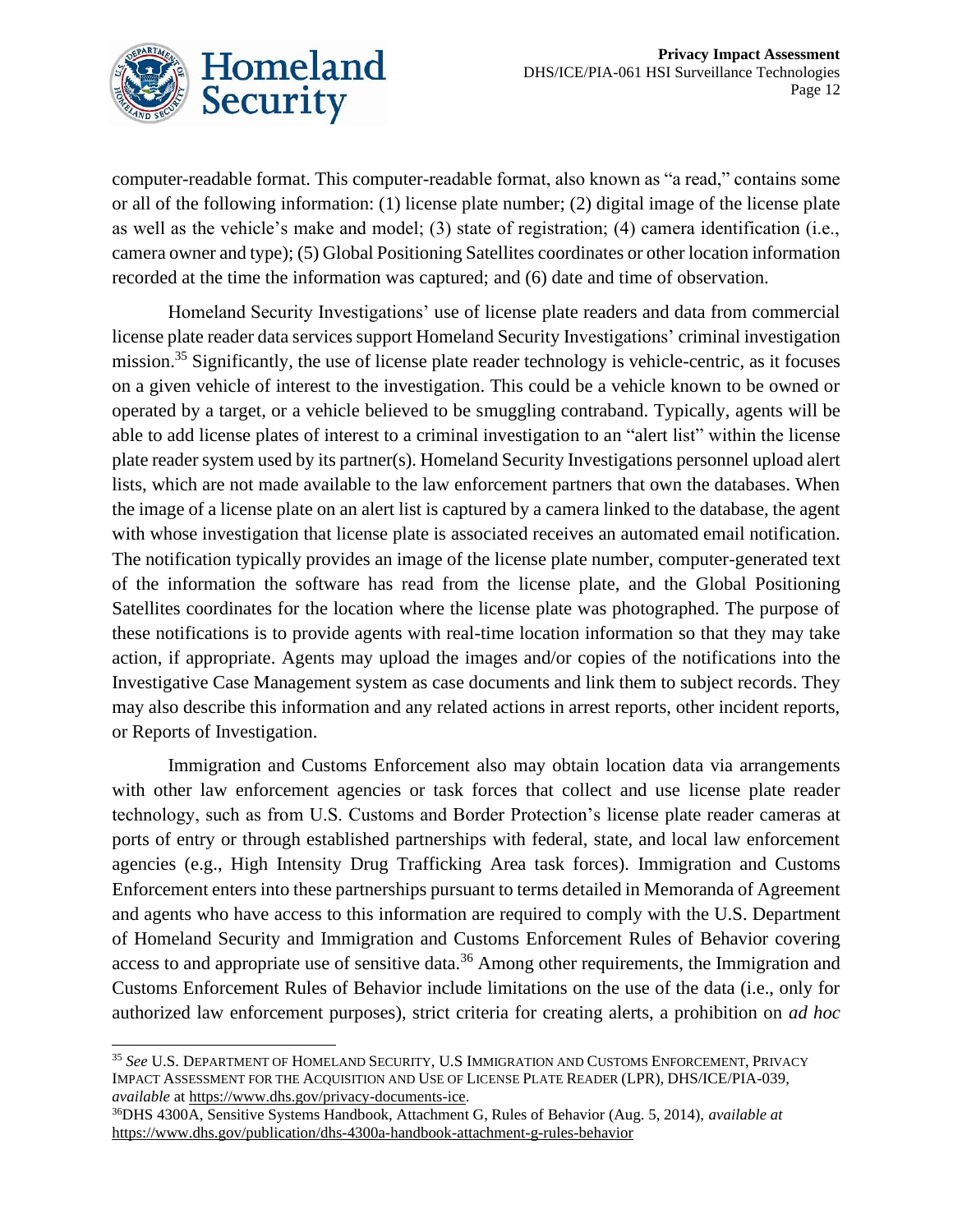computer-readable format. This computer-readable format, also known as "a read," contains some or all of the following information: (1) license plate number; (2) digital image of the license plate as well as the vehicle's make and model; (3) state of registration; (4) camera identification (i.e., camera owner and type); (5) Global Positioning Satellites coordinates or other location information recorded at the time the information was captured; and (6) date and time of observation.

Homeland Security Investigations' use of license plate readers and data from commercial license plate reader data services support Homeland Security Investigations' criminal investigation mission.[35] Significantly, the use of license plate reader technology is vehicle-centric, as it focuses on a given vehicle of interest to the investigation. This could be a vehicle known to be owned or operated by a target, or a vehicle believed to be smuggling contraband. Typically, agents will be able to add license plates of interest to a criminal investigation to an "alert list" within the license plate reader system used by its partner(s). Homeland Security Investigations personnel upload alert lists, which are not made available to the law enforcement partners that own the databases. When the image of a license plate on an alert list is captured by a camera linked to the database, the agent with whose investigation that license plate is associated receives an automated email notification. The notification typically provides an image of the license plate number, computer-generated text of the information the software has read from the license plate, and the Global Positioning Satellites coordinates for the location where the license plate was photographed. The purpose of these notifications is to provide agents with real-time location information so that they may take action, if appropriate. Agents may upload the images and/or copies of the notifications into the Investigative Case Management system as case documents and link them to subject records. They may also describe this information and any related actions in arrest reports, other incident reports, or Reports of Investigation.

Immigration and Customs Enforcement also may obtain location data via arrangements with other law enforcement agencies or task forces that collect and use license plate reader technology, such as from U.S. Customs and Border Protection's license plate reader cameras at ports of entry or through established partnerships with federal, state, and local law enforcement agencies (e.g., High Intensity Drug Trafficking Area task forces). Immigration and Customs Enforcement enters into these partnerships pursuant to terms detailed in Memoranda of Agreement and agents who have access to this information are required to comply with the U.S. Department of Homeland Security and Immigration and Customs Enforcement Rules of Behavior covering access to and appropriate use of sensitive data.[36] Among other requirements, the Immigration and Customs Enforcement Rules of Behavior include limitations on the use of the data (i.e., only for authorized law enforcement purposes), strict criteria for creating alerts, a prohibition on *ad hoc*

---

[35] *See* U.S. DEPARTMENT OF HOMELAND SECURITY, U.S IMMIGRATION AND CUSTOMS ENFORCEMENT, PRIVACY IMPACT ASSESSMENT FOR THE ACQUISITION AND USE OF LICENSE PLATE READER (LPR), DHS/ICE/PIA-039, *available* at https://www.dhs.gov/privacy-documents-ice.

[36] DHS 4300A, Sensitive Systems Handbook, Attachment G, Rules of Behavior (Aug. 5, 2014), *available at* https://www.dhs.gov/publication/dhs-4300a-handbook-attachment-g-rules-behavior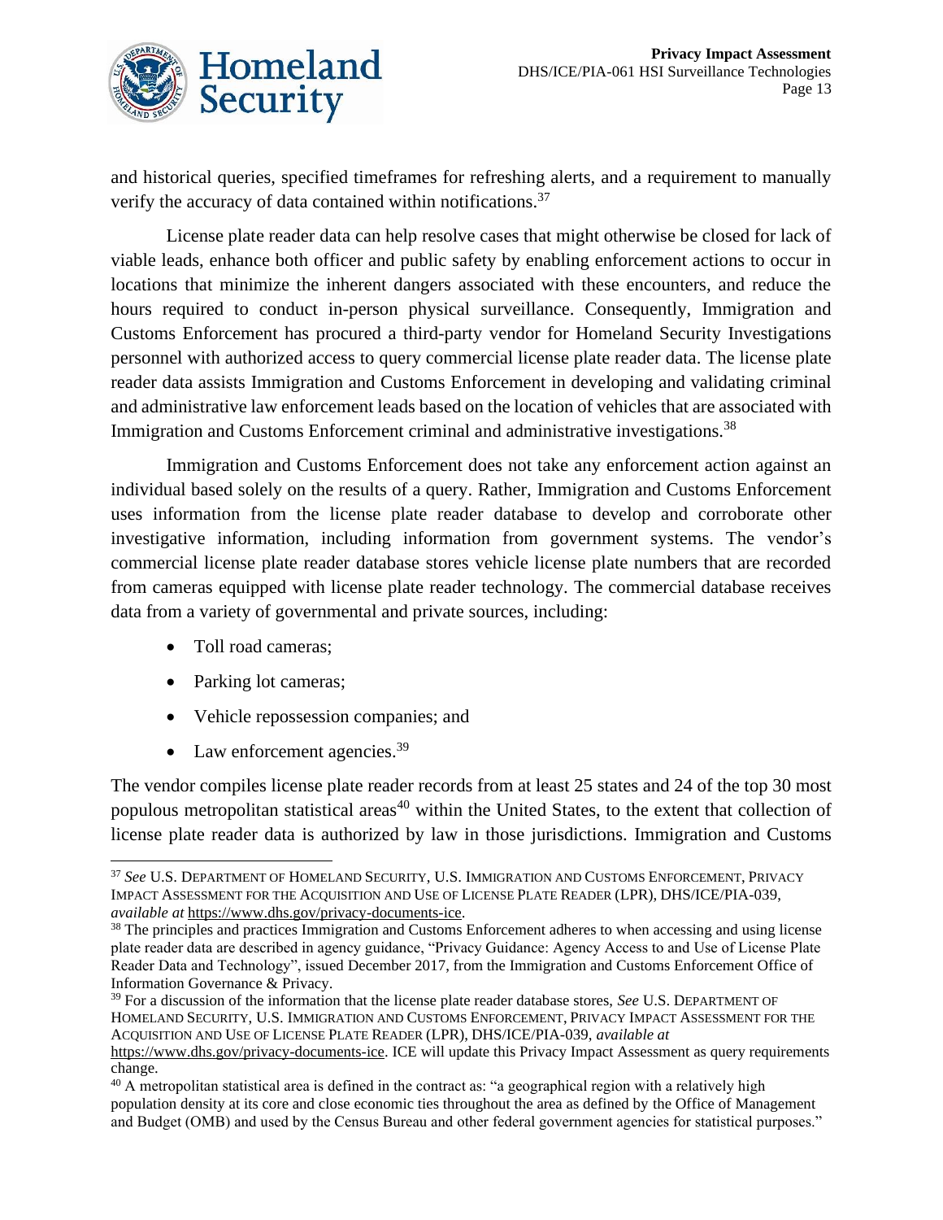and historical queries, specified timeframes for refreshing alerts, and a requirement to manually verify the accuracy of data contained within notifications.[37]

License plate reader data can help resolve cases that might otherwise be closed for lack of viable leads, enhance both officer and public safety by enabling enforcement actions to occur in locations that minimize the inherent dangers associated with these encounters, and reduce the hours required to conduct in-person physical surveillance. Consequently, Immigration and Customs Enforcement has procured a third-party vendor for Homeland Security Investigations personnel with authorized access to query commercial license plate reader data. The license plate reader data assists Immigration and Customs Enforcement in developing and validating criminal and administrative law enforcement leads based on the location of vehicles that are associated with Immigration and Customs Enforcement criminal and administrative investigations.[38]

Immigration and Customs Enforcement does not take any enforcement action against an individual based solely on the results of a query. Rather, Immigration and Customs Enforcement uses information from the license plate reader database to develop and corroborate other investigative information, including information from government systems. The vendor's commercial license plate reader database stores vehicle license plate numbers that are recorded from cameras equipped with license plate reader technology. The commercial database receives data from a variety of governmental and private sources, including:

- Toll road cameras;
- Parking lot cameras;
- Vehicle repossession companies; and
- Law enforcement agencies.[39]

The vendor compiles license plate reader records from at least 25 states and 24 of the top 30 most populous metropolitan statistical areas[40] within the United States, to the extent that collection of license plate reader data is authorized by law in those jurisdictions. Immigration and Customs

---

[37] *See* U.S. Department of Homeland Security, U.S. Immigration and Customs Enforcement, Privacy Impact Assessment for the Acquisition and Use of License Plate Reader (LPR), DHS/ICE/PIA-039, *available at* https://www.dhs.gov/privacy-documents-ice.

[38] The principles and practices Immigration and Customs Enforcement adheres to when accessing and using license plate reader data are described in agency guidance, "Privacy Guidance: Agency Access to and Use of License Plate Reader Data and Technology", issued December 2017, from the Immigration and Customs Enforcement Office of Information Governance & Privacy.

[39] For a discussion of the information that the license plate reader database stores, *See* U.S. Department of Homeland Security, U.S. Immigration and Customs Enforcement, Privacy Impact Assessment for the Acquisition and Use of License Plate Reader (LPR), DHS/ICE/PIA-039, *available at* https://www.dhs.gov/privacy-documents-ice. ICE will update this Privacy Impact Assessment as query requirements change.

[40] A metropolitan statistical area is defined in the contract as: "a geographical region with a relatively high population density at its core and close economic ties throughout the area as defined by the Office of Management and Budget (OMB) and used by the Census Bureau and other federal government agencies for statistical purposes."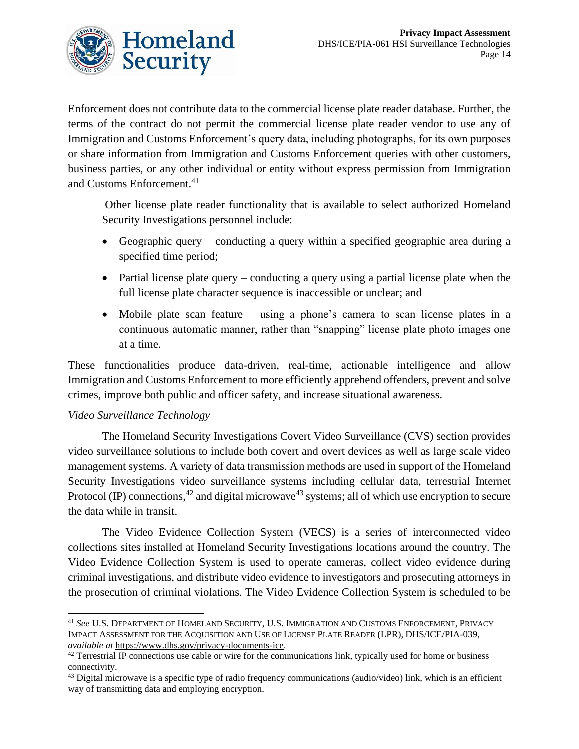Enforcement does not contribute data to the commercial license plate reader database. Further, the terms of the contract do not permit the commercial license plate reader vendor to use any of Immigration and Customs Enforcement's query data, including photographs, for its own purposes or share information from Immigration and Customs Enforcement queries with other customers, business parties, or any other individual or entity without express permission from Immigration and Customs Enforcement.[41]

Other license plate reader functionality that is available to select authorized Homeland Security Investigations personnel include:

- Geographic query – conducting a query within a specified geographic area during a specified time period;
- Partial license plate query – conducting a query using a partial license plate when the full license plate character sequence is inaccessible or unclear; and
- Mobile plate scan feature – using a phone's camera to scan license plates in a continuous automatic manner, rather than "snapping" license plate photo images one at a time.

These functionalities produce data-driven, real-time, actionable intelligence and allow Immigration and Customs Enforcement to more efficiently apprehend offenders, prevent and solve crimes, improve both public and officer safety, and increase situational awareness.

*Video Surveillance Technology*

The Homeland Security Investigations Covert Video Surveillance (CVS) section provides video surveillance solutions to include both covert and overt devices as well as large scale video management systems. A variety of data transmission methods are used in support of the Homeland Security Investigations video surveillance systems including cellular data, terrestrial Internet Protocol (IP) connections,[42] and digital microwave[43] systems; all of which use encryption to secure the data while in transit.

The Video Evidence Collection System (VECS) is a series of interconnected video collections sites installed at Homeland Security Investigations locations around the country. The Video Evidence Collection System is used to operate cameras, collect video evidence during criminal investigations, and distribute video evidence to investigators and prosecuting attorneys in the prosecution of criminal violations. The Video Evidence Collection System is scheduled to be

---

[41] *See* U.S. Department of Homeland Security, U.S. Immigration and Customs Enforcement, Privacy Impact Assessment for the Acquisition and Use of License Plate Reader (LPR), DHS/ICE/PIA-039, *available at* https://www.dhs.gov/privacy-documents-ice.

[42] Terrestrial IP connections use cable or wire for the communications link, typically used for home or business connectivity.

[43] Digital microwave is a specific type of radio frequency communications (audio/video) link, which is an efficient way of transmitting data and employing encryption.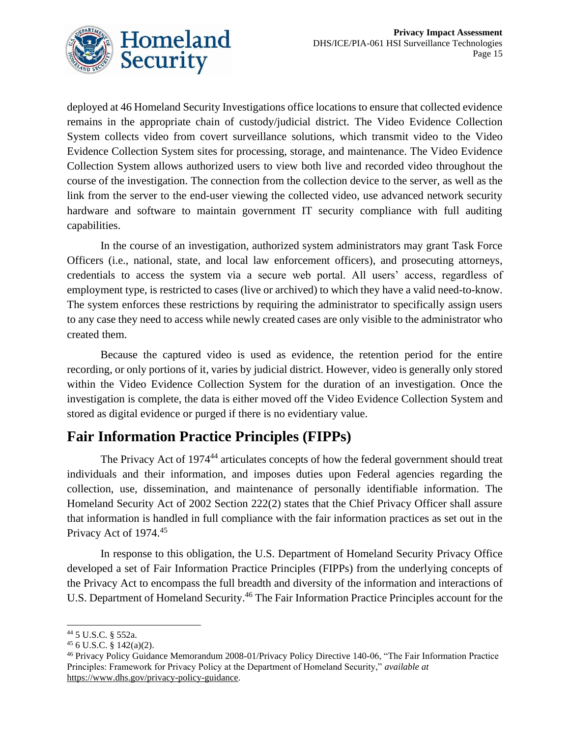deployed at 46 Homeland Security Investigations office locations to ensure that collected evidence remains in the appropriate chain of custody/judicial district. The Video Evidence Collection System collects video from covert surveillance solutions, which transmit video to the Video Evidence Collection System sites for processing, storage, and maintenance. The Video Evidence Collection System allows authorized users to view both live and recorded video throughout the course of the investigation. The connection from the collection device to the server, as well as the link from the server to the end-user viewing the collected video, use advanced network security hardware and software to maintain government IT security compliance with full auditing capabilities.

In the course of an investigation, authorized system administrators may grant Task Force Officers (i.e., national, state, and local law enforcement officers), and prosecuting attorneys, credentials to access the system via a secure web portal. All users' access, regardless of employment type, is restricted to cases (live or archived) to which they have a valid need-to-know. The system enforces these restrictions by requiring the administrator to specifically assign users to any case they need to access while newly created cases are only visible to the administrator who created them.

Because the captured video is used as evidence, the retention period for the entire recording, or only portions of it, varies by judicial district. However, video is generally only stored within the Video Evidence Collection System for the duration of an investigation. Once the investigation is complete, the data is either moved off the Video Evidence Collection System and stored as digital evidence or purged if there is no evidentiary value.

## Fair Information Practice Principles (FIPPs)

The Privacy Act of 1974[44] articulates concepts of how the federal government should treat individuals and their information, and imposes duties upon Federal agencies regarding the collection, use, dissemination, and maintenance of personally identifiable information. The Homeland Security Act of 2002 Section 222(2) states that the Chief Privacy Officer shall assure that information is handled in full compliance with the fair information practices as set out in the Privacy Act of 1974.[45]

In response to this obligation, the U.S. Department of Homeland Security Privacy Office developed a set of Fair Information Practice Principles (FIPPs) from the underlying concepts of the Privacy Act to encompass the full breadth and diversity of the information and interactions of U.S. Department of Homeland Security.[46] The Fair Information Practice Principles account for the

---

[44] 5 U.S.C. § 552a.

[45] 6 U.S.C. § 142(a)(2).

[46] Privacy Policy Guidance Memorandum 2008-01/Privacy Policy Directive 140-06, "The Fair Information Practice Principles: Framework for Privacy Policy at the Department of Homeland Security," *available at* https://www.dhs.gov/privacy-policy-guidance.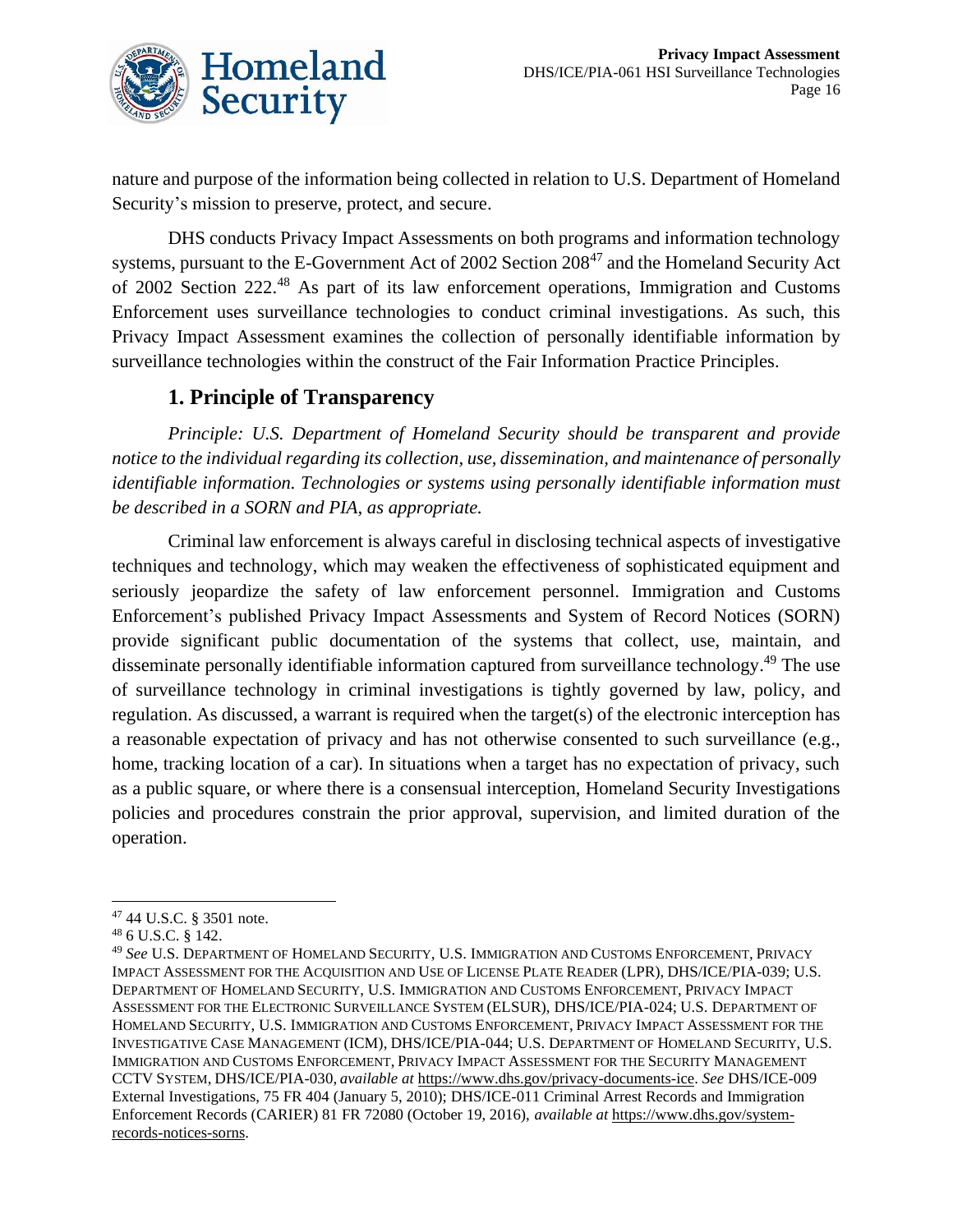nature and purpose of the information being collected in relation to U.S. Department of Homeland Security's mission to preserve, protect, and secure.

DHS conducts Privacy Impact Assessments on both programs and information technology systems, pursuant to the E-Government Act of 2002 Section 208[47] and the Homeland Security Act of 2002 Section 222.[48] As part of its law enforcement operations, Immigration and Customs Enforcement uses surveillance technologies to conduct criminal investigations. As such, this Privacy Impact Assessment examines the collection of personally identifiable information by surveillance technologies within the construct of the Fair Information Practice Principles.

## 1. Principle of Transparency

*Principle: U.S. Department of Homeland Security should be transparent and provide notice to the individual regarding its collection, use, dissemination, and maintenance of personally identifiable information. Technologies or systems using personally identifiable information must be described in a SORN and PIA, as appropriate.*

Criminal law enforcement is always careful in disclosing technical aspects of investigative techniques and technology, which may weaken the effectiveness of sophisticated equipment and seriously jeopardize the safety of law enforcement personnel. Immigration and Customs Enforcement's published Privacy Impact Assessments and System of Record Notices (SORN) provide significant public documentation of the systems that collect, use, maintain, and disseminate personally identifiable information captured from surveillance technology.[49] The use of surveillance technology in criminal investigations is tightly governed by law, policy, and regulation. As discussed, a warrant is required when the target(s) of the electronic interception has a reasonable expectation of privacy and has not otherwise consented to such surveillance (e.g., home, tracking location of a car). In situations when a target has no expectation of privacy, such as a public square, or where there is a consensual interception, Homeland Security Investigations policies and procedures constrain the prior approval, supervision, and limited duration of the operation.

---

[47] 44 U.S.C. § 3501 note.

[48] 6 U.S.C. § 142.

[49] *See* U.S. DEPARTMENT OF HOMELAND SECURITY, U.S. IMMIGRATION AND CUSTOMS ENFORCEMENT, PRIVACY IMPACT ASSESSMENT FOR THE ACQUISITION AND USE OF LICENSE PLATE READER (LPR), DHS/ICE/PIA-039; U.S. DEPARTMENT OF HOMELAND SECURITY, U.S. IMMIGRATION AND CUSTOMS ENFORCEMENT, PRIVACY IMPACT ASSESSMENT FOR THE ELECTRONIC SURVEILLANCE SYSTEM (ELSUR), DHS/ICE/PIA-024; U.S. DEPARTMENT OF HOMELAND SECURITY, U.S. IMMIGRATION AND CUSTOMS ENFORCEMENT, PRIVACY IMPACT ASSESSMENT FOR THE INVESTIGATIVE CASE MANAGEMENT (ICM), DHS/ICE/PIA-044; U.S. DEPARTMENT OF HOMELAND SECURITY, U.S. IMMIGRATION AND CUSTOMS ENFORCEMENT, PRIVACY IMPACT ASSESSMENT FOR THE SECURITY MANAGEMENT CCTV SYSTEM, DHS/ICE/PIA-030, *available at* https://www.dhs.gov/privacy-documents-ice. *See* DHS/ICE-009 External Investigations, 75 FR 404 (January 5, 2010); DHS/ICE-011 Criminal Arrest Records and Immigration Enforcement Records (CARIER) 81 FR 72080 (October 19, 2016), *available at* https://www.dhs.gov/system-records-notices-sorns.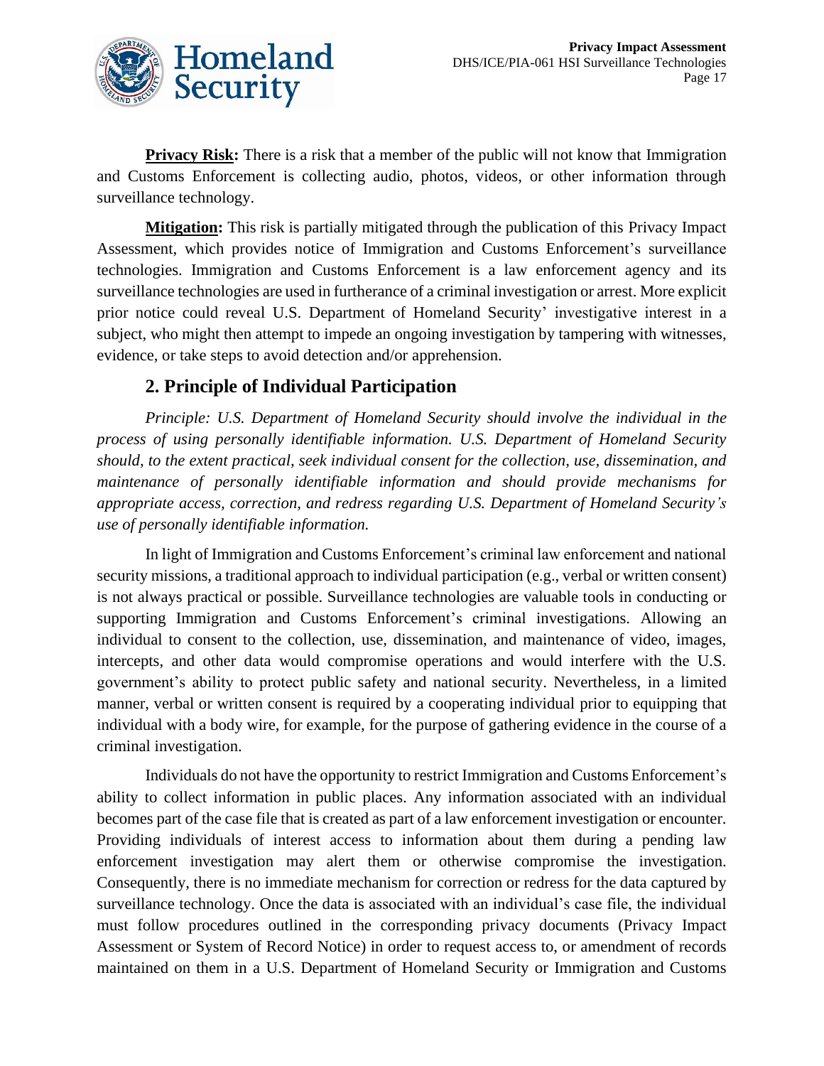**Privacy Risk:** There is a risk that a member of the public will not know that Immigration and Customs Enforcement is collecting audio, photos, videos, or other information through surveillance technology.

**Mitigation:** This risk is partially mitigated through the publication of this Privacy Impact Assessment, which provides notice of Immigration and Customs Enforcement's surveillance technologies. Immigration and Customs Enforcement is a law enforcement agency and its surveillance technologies are used in furtherance of a criminal investigation or arrest. More explicit prior notice could reveal U.S. Department of Homeland Security' investigative interest in a subject, who might then attempt to impede an ongoing investigation by tampering with witnesses, evidence, or take steps to avoid detection and/or apprehension.

## 2. Principle of Individual Participation

*Principle: U.S. Department of Homeland Security should involve the individual in the process of using personally identifiable information. U.S. Department of Homeland Security should, to the extent practical, seek individual consent for the collection, use, dissemination, and maintenance of personally identifiable information and should provide mechanisms for appropriate access, correction, and redress regarding U.S. Department of Homeland Security's use of personally identifiable information.*

In light of Immigration and Customs Enforcement's criminal law enforcement and national security missions, a traditional approach to individual participation (e.g., verbal or written consent) is not always practical or possible. Surveillance technologies are valuable tools in conducting or supporting Immigration and Customs Enforcement's criminal investigations. Allowing an individual to consent to the collection, use, dissemination, and maintenance of video, images, intercepts, and other data would compromise operations and would interfere with the U.S. government's ability to protect public safety and national security. Nevertheless, in a limited manner, verbal or written consent is required by a cooperating individual prior to equipping that individual with a body wire, for example, for the purpose of gathering evidence in the course of a criminal investigation.

Individuals do not have the opportunity to restrict Immigration and Customs Enforcement's ability to collect information in public places. Any information associated with an individual becomes part of the case file that is created as part of a law enforcement investigation or encounter. Providing individuals of interest access to information about them during a pending law enforcement investigation may alert them or otherwise compromise the investigation. Consequently, there is no immediate mechanism for correction or redress for the data captured by surveillance technology. Once the data is associated with an individual's case file, the individual must follow procedures outlined in the corresponding privacy documents (Privacy Impact Assessment or System of Record Notice) in order to request access to, or amendment of records maintained on them in a U.S. Department of Homeland Security or Immigration and Customs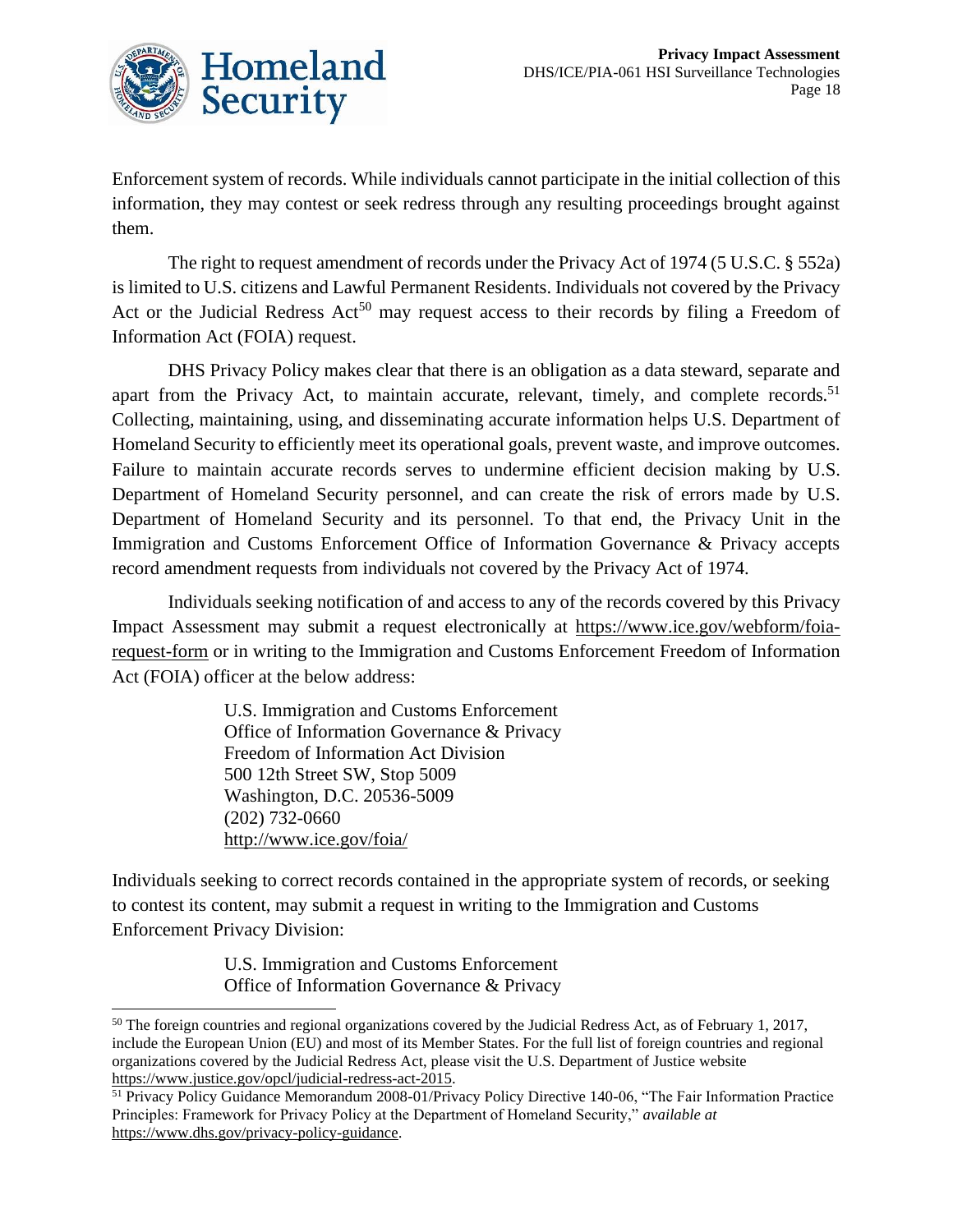Enforcement system of records. While individuals cannot participate in the initial collection of this information, they may contest or seek redress through any resulting proceedings brought against them.

The right to request amendment of records under the Privacy Act of 1974 (5 U.S.C. § 552a) is limited to U.S. citizens and Lawful Permanent Residents. Individuals not covered by the Privacy Act or the Judicial Redress Act[50] may request access to their records by filing a Freedom of Information Act (FOIA) request.

DHS Privacy Policy makes clear that there is an obligation as a data steward, separate and apart from the Privacy Act, to maintain accurate, relevant, timely, and complete records.[51] Collecting, maintaining, using, and disseminating accurate information helps U.S. Department of Homeland Security to efficiently meet its operational goals, prevent waste, and improve outcomes. Failure to maintain accurate records serves to undermine efficient decision making by U.S. Department of Homeland Security personnel, and can create the risk of errors made by U.S. Department of Homeland Security and its personnel. To that end, the Privacy Unit in the Immigration and Customs Enforcement Office of Information Governance & Privacy accepts record amendment requests from individuals not covered by the Privacy Act of 1974.

Individuals seeking notification of and access to any of the records covered by this Privacy Impact Assessment may submit a request electronically at https://www.ice.gov/webform/foia-request-form or in writing to the Immigration and Customs Enforcement Freedom of Information Act (FOIA) officer at the below address:

> U.S. Immigration and Customs Enforcement
> Office of Information Governance & Privacy
> Freedom of Information Act Division
> 500 12th Street SW, Stop 5009
> Washington, D.C. 20536-5009
> (202) 732-0660
> http://www.ice.gov/foia/

Individuals seeking to correct records contained in the appropriate system of records, or seeking to contest its content, may submit a request in writing to the Immigration and Customs Enforcement Privacy Division:

> U.S. Immigration and Customs Enforcement
> Office of Information Governance & Privacy

---

[50] The foreign countries and regional organizations covered by the Judicial Redress Act, as of February 1, 2017, include the European Union (EU) and most of its Member States. For the full list of foreign countries and regional organizations covered by the Judicial Redress Act, please visit the U.S. Department of Justice website https://www.justice.gov/opcl/judicial-redress-act-2015.

[51] Privacy Policy Guidance Memorandum 2008-01/Privacy Policy Directive 140-06, "The Fair Information Practice Principles: Framework for Privacy Policy at the Department of Homeland Security," *available at* https://www.dhs.gov/privacy-policy-guidance.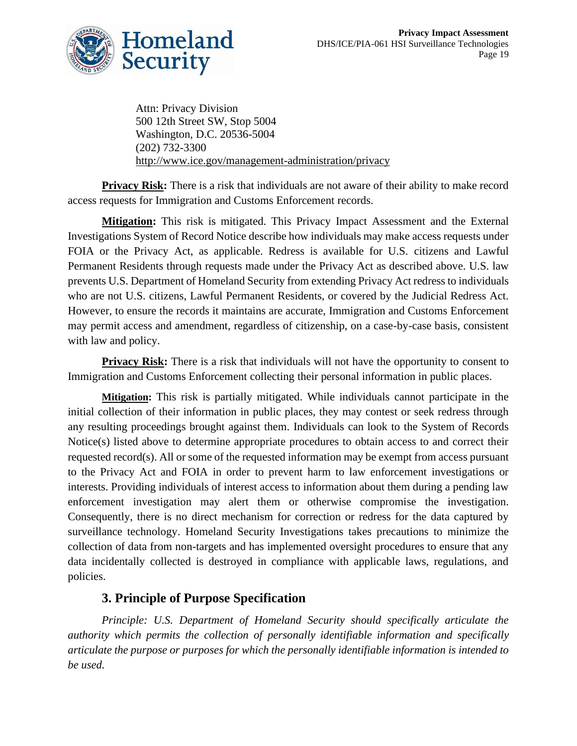Attn: Privacy Division
500 12th Street SW, Stop 5004
Washington, D.C. 20536-5004
(202) 732-3300
http://www.ice.gov/management-administration/privacy

**Privacy Risk:** There is a risk that individuals are not aware of their ability to make record access requests for Immigration and Customs Enforcement records.

**Mitigation:** This risk is mitigated. This Privacy Impact Assessment and the External Investigations System of Record Notice describe how individuals may make access requests under FOIA or the Privacy Act, as applicable. Redress is available for U.S. citizens and Lawful Permanent Residents through requests made under the Privacy Act as described above. U.S. law prevents U.S. Department of Homeland Security from extending Privacy Act redress to individuals who are not U.S. citizens, Lawful Permanent Residents, or covered by the Judicial Redress Act. However, to ensure the records it maintains are accurate, Immigration and Customs Enforcement may permit access and amendment, regardless of citizenship, on a case-by-case basis, consistent with law and policy.

**Privacy Risk:** There is a risk that individuals will not have the opportunity to consent to Immigration and Customs Enforcement collecting their personal information in public places.

**Mitigation:** This risk is partially mitigated. While individuals cannot participate in the initial collection of their information in public places, they may contest or seek redress through any resulting proceedings brought against them. Individuals can look to the System of Records Notice(s) listed above to determine appropriate procedures to obtain access to and correct their requested record(s). All or some of the requested information may be exempt from access pursuant to the Privacy Act and FOIA in order to prevent harm to law enforcement investigations or interests. Providing individuals of interest access to information about them during a pending law enforcement investigation may alert them or otherwise compromise the investigation. Consequently, there is no direct mechanism for correction or redress for the data captured by surveillance technology. Homeland Security Investigations takes precautions to minimize the collection of data from non-targets and has implemented oversight procedures to ensure that any data incidentally collected is destroyed in compliance with applicable laws, regulations, and policies.

## 3. Principle of Purpose Specification

*Principle: U.S. Department of Homeland Security should specifically articulate the authority which permits the collection of personally identifiable information and specifically articulate the purpose or purposes for which the personally identifiable information is intended to be used.*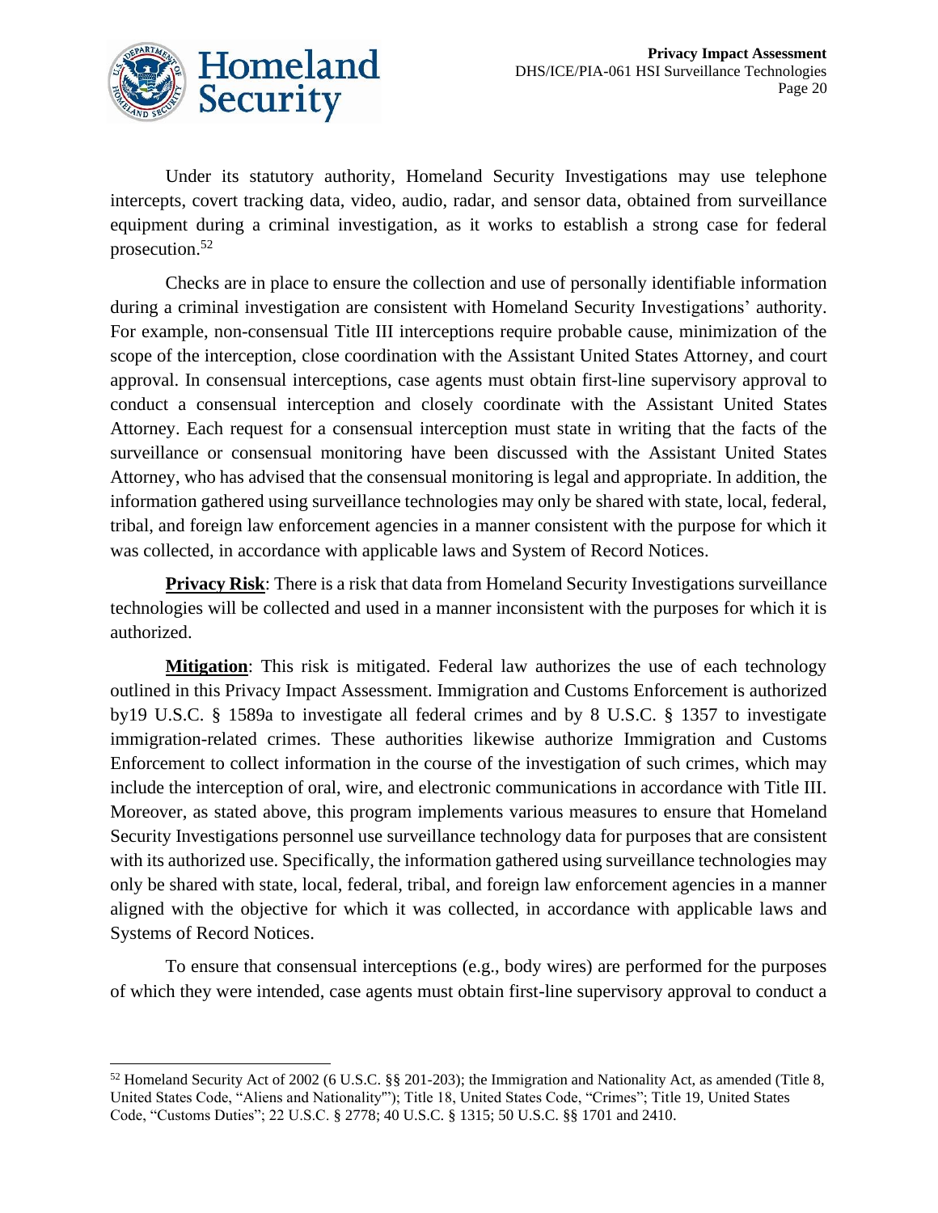Under its statutory authority, Homeland Security Investigations may use telephone intercepts, covert tracking data, video, audio, radar, and sensor data, obtained from surveillance equipment during a criminal investigation, as it works to establish a strong case for federal prosecution.[52]

Checks are in place to ensure the collection and use of personally identifiable information during a criminal investigation are consistent with Homeland Security Investigations' authority. For example, non-consensual Title III interceptions require probable cause, minimization of the scope of the interception, close coordination with the Assistant United States Attorney, and court approval. In consensual interceptions, case agents must obtain first-line supervisory approval to conduct a consensual interception and closely coordinate with the Assistant United States Attorney. Each request for a consensual interception must state in writing that the facts of the surveillance or consensual monitoring have been discussed with the Assistant United States Attorney, who has advised that the consensual monitoring is legal and appropriate. In addition, the information gathered using surveillance technologies may only be shared with state, local, federal, tribal, and foreign law enforcement agencies in a manner consistent with the purpose for which it was collected, in accordance with applicable laws and System of Record Notices.

**Privacy Risk**: There is a risk that data from Homeland Security Investigations surveillance technologies will be collected and used in a manner inconsistent with the purposes for which it is authorized.

**Mitigation**: This risk is mitigated. Federal law authorizes the use of each technology outlined in this Privacy Impact Assessment. Immigration and Customs Enforcement is authorized by19 U.S.C. § 1589a to investigate all federal crimes and by 8 U.S.C. § 1357 to investigate immigration-related crimes. These authorities likewise authorize Immigration and Customs Enforcement to collect information in the course of the investigation of such crimes, which may include the interception of oral, wire, and electronic communications in accordance with Title III. Moreover, as stated above, this program implements various measures to ensure that Homeland Security Investigations personnel use surveillance technology data for purposes that are consistent with its authorized use. Specifically, the information gathered using surveillance technologies may only be shared with state, local, federal, tribal, and foreign law enforcement agencies in a manner aligned with the objective for which it was collected, in accordance with applicable laws and Systems of Record Notices.

To ensure that consensual interceptions (e.g., body wires) are performed for the purposes of which they were intended, case agents must obtain first-line supervisory approval to conduct a

---

[52] Homeland Security Act of 2002 (6 U.S.C. §§ 201-203); the Immigration and Nationality Act, as amended (Title 8, United States Code, "Aliens and Nationality'"); Title 18, United States Code, "Crimes"; Title 19, United States Code, "Customs Duties"; 22 U.S.C. § 2778; 40 U.S.C. § 1315; 50 U.S.C. §§ 1701 and 2410.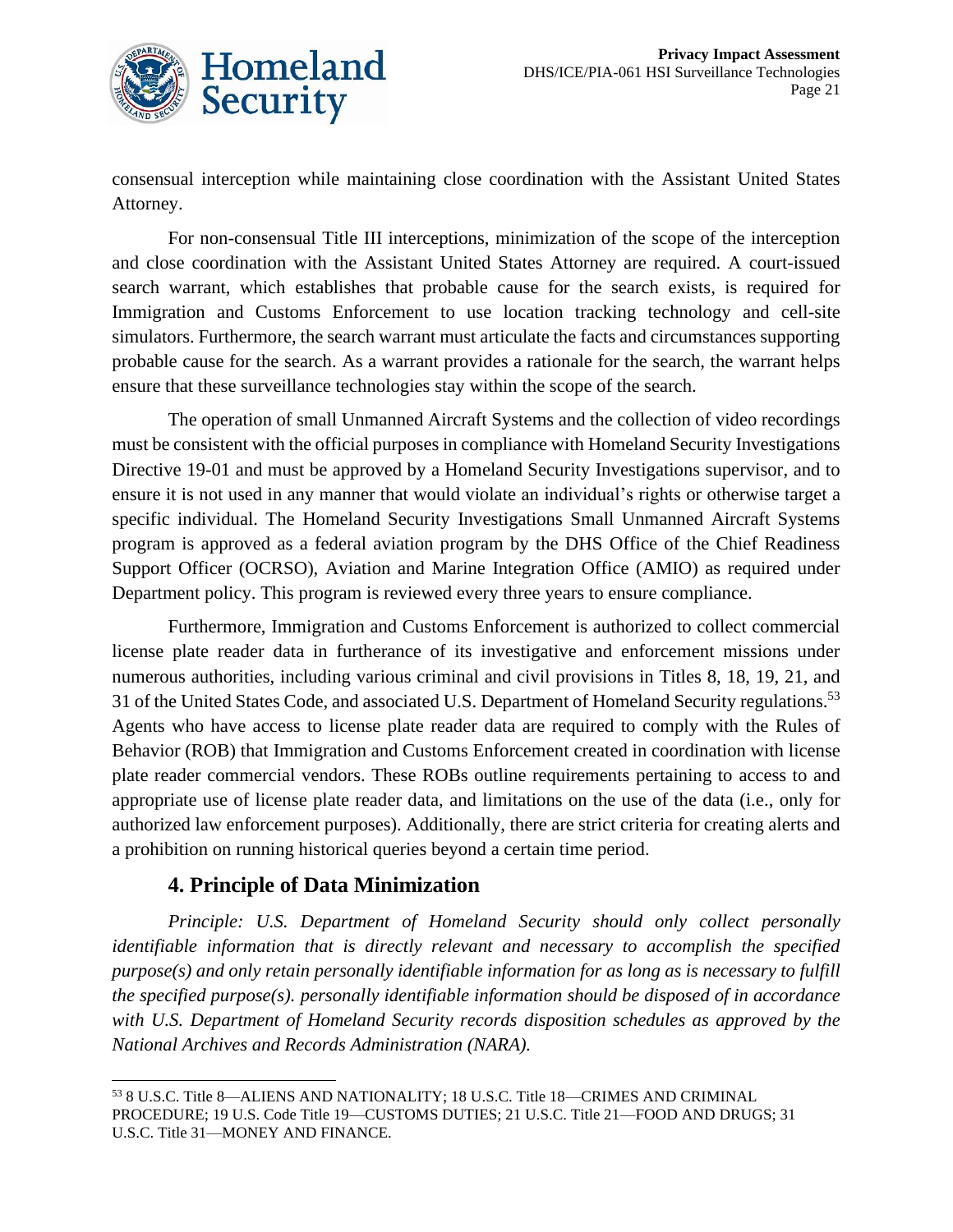consensual interception while maintaining close coordination with the Assistant United States Attorney.

For non-consensual Title III interceptions, minimization of the scope of the interception and close coordination with the Assistant United States Attorney are required. A court-issued search warrant, which establishes that probable cause for the search exists, is required for Immigration and Customs Enforcement to use location tracking technology and cell-site simulators. Furthermore, the search warrant must articulate the facts and circumstances supporting probable cause for the search. As a warrant provides a rationale for the search, the warrant helps ensure that these surveillance technologies stay within the scope of the search.

The operation of small Unmanned Aircraft Systems and the collection of video recordings must be consistent with the official purposes in compliance with Homeland Security Investigations Directive 19-01 and must be approved by a Homeland Security Investigations supervisor, and to ensure it is not used in any manner that would violate an individual's rights or otherwise target a specific individual. The Homeland Security Investigations Small Unmanned Aircraft Systems program is approved as a federal aviation program by the DHS Office of the Chief Readiness Support Officer (OCRSO), Aviation and Marine Integration Office (AMIO) as required under Department policy. This program is reviewed every three years to ensure compliance.

Furthermore, Immigration and Customs Enforcement is authorized to collect commercial license plate reader data in furtherance of its investigative and enforcement missions under numerous authorities, including various criminal and civil provisions in Titles 8, 18, 19, 21, and 31 of the United States Code, and associated U.S. Department of Homeland Security regulations.[53] Agents who have access to license plate reader data are required to comply with the Rules of Behavior (ROB) that Immigration and Customs Enforcement created in coordination with license plate reader commercial vendors. These ROBs outline requirements pertaining to access to and appropriate use of license plate reader data, and limitations on the use of the data (i.e., only for authorized law enforcement purposes). Additionally, there are strict criteria for creating alerts and a prohibition on running historical queries beyond a certain time period.

## 4. Principle of Data Minimization

*Principle: U.S. Department of Homeland Security should only collect personally identifiable information that is directly relevant and necessary to accomplish the specified purpose(s) and only retain personally identifiable information for as long as is necessary to fulfill the specified purpose(s). personally identifiable information should be disposed of in accordance with U.S. Department of Homeland Security records disposition schedules as approved by the National Archives and Records Administration (NARA).*

---

[53] 8 U.S.C. Title 8—ALIENS AND NATIONALITY; 18 U.S.C. Title 18—CRIMES AND CRIMINAL PROCEDURE; 19 U.S. Code Title 19—CUSTOMS DUTIES; 21 U.S.C. Title 21—FOOD AND DRUGS; 31 U.S.C. Title 31—MONEY AND FINANCE.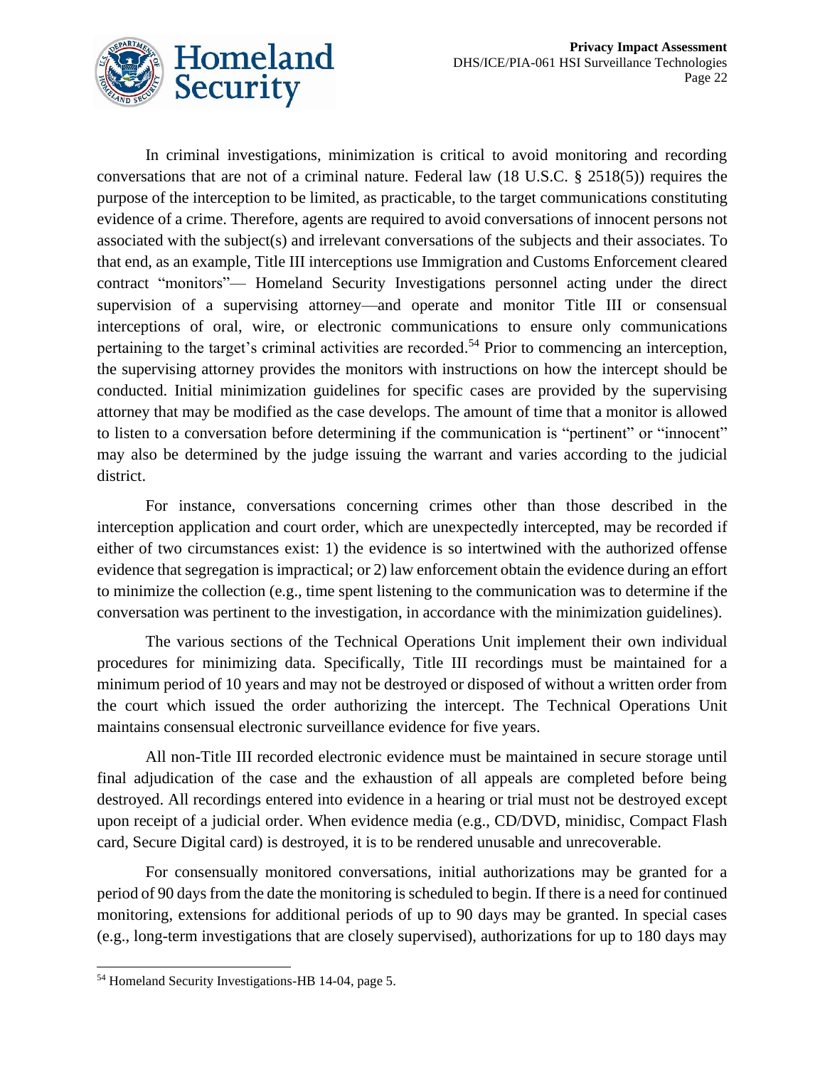In criminal investigations, minimization is critical to avoid monitoring and recording conversations that are not of a criminal nature. Federal law (18 U.S.C. § 2518(5)) requires the purpose of the interception to be limited, as practicable, to the target communications constituting evidence of a crime. Therefore, agents are required to avoid conversations of innocent persons not associated with the subject(s) and irrelevant conversations of the subjects and their associates. To that end, as an example, Title III interceptions use Immigration and Customs Enforcement cleared contract "monitors"— Homeland Security Investigations personnel acting under the direct supervision of a supervising attorney—and operate and monitor Title III or consensual interceptions of oral, wire, or electronic communications to ensure only communications pertaining to the target's criminal activities are recorded.[54] Prior to commencing an interception, the supervising attorney provides the monitors with instructions on how the intercept should be conducted. Initial minimization guidelines for specific cases are provided by the supervising attorney that may be modified as the case develops. The amount of time that a monitor is allowed to listen to a conversation before determining if the communication is "pertinent" or "innocent" may also be determined by the judge issuing the warrant and varies according to the judicial district.

For instance, conversations concerning crimes other than those described in the interception application and court order, which are unexpectedly intercepted, may be recorded if either of two circumstances exist: 1) the evidence is so intertwined with the authorized offense evidence that segregation is impractical; or 2) law enforcement obtain the evidence during an effort to minimize the collection (e.g., time spent listening to the communication was to determine if the conversation was pertinent to the investigation, in accordance with the minimization guidelines).

The various sections of the Technical Operations Unit implement their own individual procedures for minimizing data. Specifically, Title III recordings must be maintained for a minimum period of 10 years and may not be destroyed or disposed of without a written order from the court which issued the order authorizing the intercept. The Technical Operations Unit maintains consensual electronic surveillance evidence for five years.

All non-Title III recorded electronic evidence must be maintained in secure storage until final adjudication of the case and the exhaustion of all appeals are completed before being destroyed. All recordings entered into evidence in a hearing or trial must not be destroyed except upon receipt of a judicial order. When evidence media (e.g., CD/DVD, minidisc, Compact Flash card, Secure Digital card) is destroyed, it is to be rendered unusable and unrecoverable.

For consensually monitored conversations, initial authorizations may be granted for a period of 90 days from the date the monitoring is scheduled to begin. If there is a need for continued monitoring, extensions for additional periods of up to 90 days may be granted. In special cases (e.g., long-term investigations that are closely supervised), authorizations for up to 180 days may

[54] Homeland Security Investigations-HB 14-04, page 5.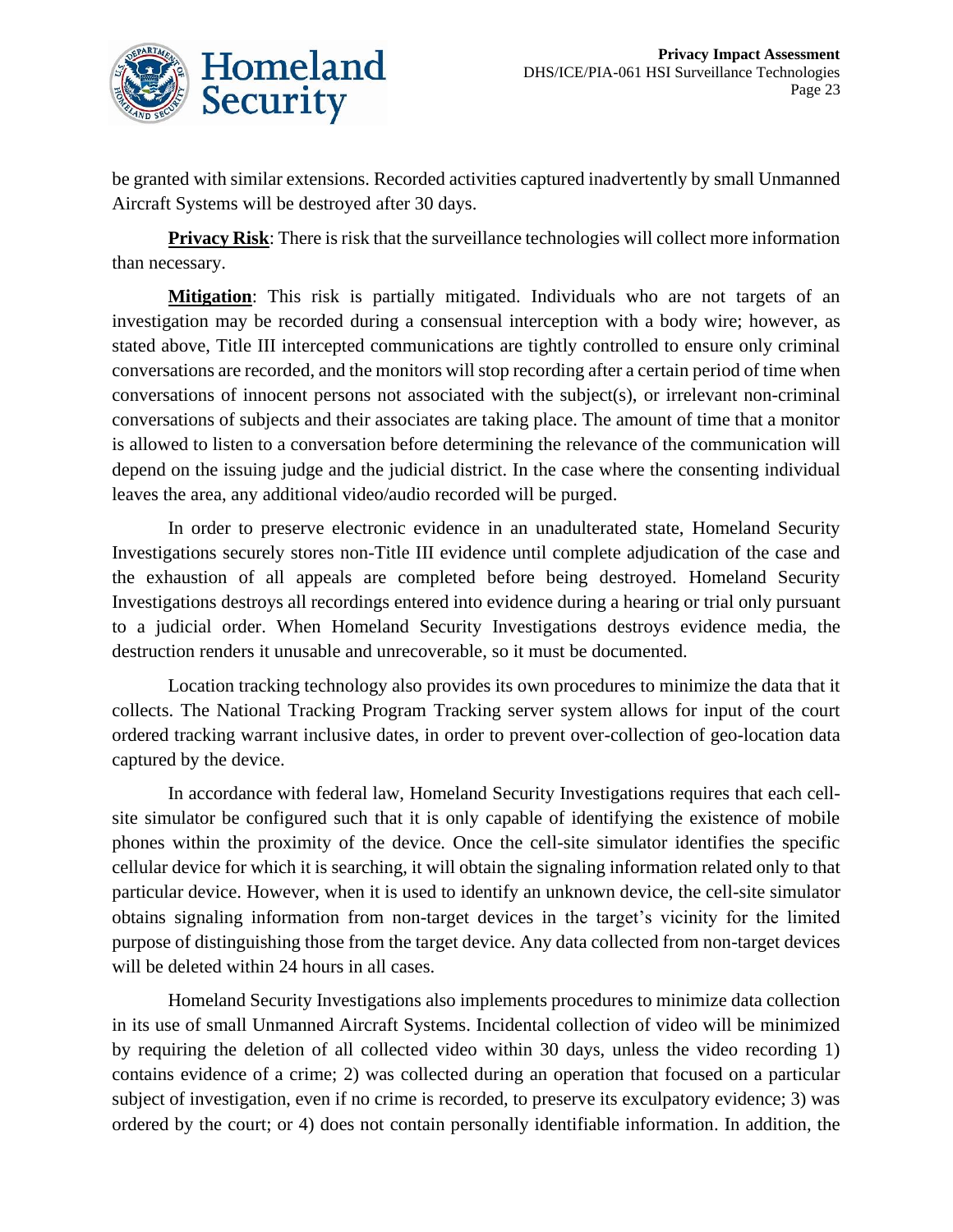be granted with similar extensions. Recorded activities captured inadvertently by small Unmanned Aircraft Systems will be destroyed after 30 days.

**Privacy Risk**: There is risk that the surveillance technologies will collect more information than necessary.

**Mitigation**: This risk is partially mitigated. Individuals who are not targets of an investigation may be recorded during a consensual interception with a body wire; however, as stated above, Title III intercepted communications are tightly controlled to ensure only criminal conversations are recorded, and the monitors will stop recording after a certain period of time when conversations of innocent persons not associated with the subject(s), or irrelevant non-criminal conversations of subjects and their associates are taking place. The amount of time that a monitor is allowed to listen to a conversation before determining the relevance of the communication will depend on the issuing judge and the judicial district. In the case where the consenting individual leaves the area, any additional video/audio recorded will be purged.

In order to preserve electronic evidence in an unadulterated state, Homeland Security Investigations securely stores non-Title III evidence until complete adjudication of the case and the exhaustion of all appeals are completed before being destroyed. Homeland Security Investigations destroys all recordings entered into evidence during a hearing or trial only pursuant to a judicial order. When Homeland Security Investigations destroys evidence media, the destruction renders it unusable and unrecoverable, so it must be documented.

Location tracking technology also provides its own procedures to minimize the data that it collects. The National Tracking Program Tracking server system allows for input of the court ordered tracking warrant inclusive dates, in order to prevent over-collection of geo-location data captured by the device.

In accordance with federal law, Homeland Security Investigations requires that each cell-site simulator be configured such that it is only capable of identifying the existence of mobile phones within the proximity of the device. Once the cell-site simulator identifies the specific cellular device for which it is searching, it will obtain the signaling information related only to that particular device. However, when it is used to identify an unknown device, the cell-site simulator obtains signaling information from non-target devices in the target's vicinity for the limited purpose of distinguishing those from the target device. Any data collected from non-target devices will be deleted within 24 hours in all cases.

Homeland Security Investigations also implements procedures to minimize data collection in its use of small Unmanned Aircraft Systems. Incidental collection of video will be minimized by requiring the deletion of all collected video within 30 days, unless the video recording 1) contains evidence of a crime; 2) was collected during an operation that focused on a particular subject of investigation, even if no crime is recorded, to preserve its exculpatory evidence; 3) was ordered by the court; or 4) does not contain personally identifiable information. In addition, the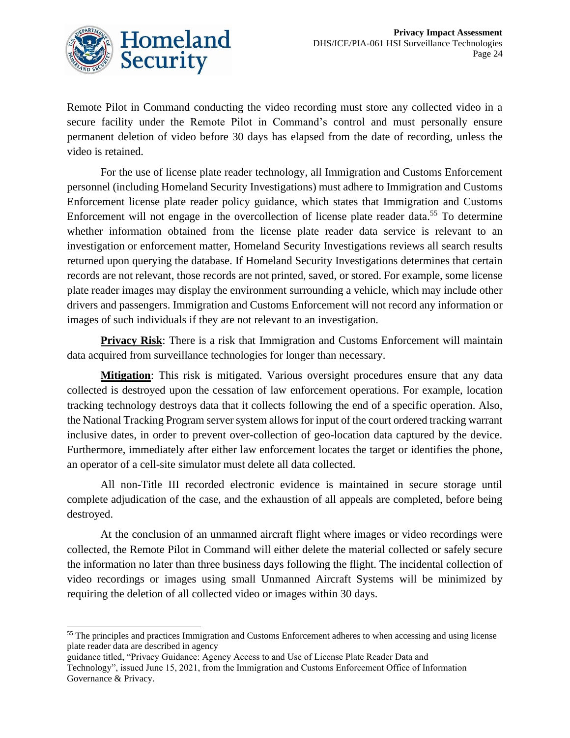Remote Pilot in Command conducting the video recording must store any collected video in a secure facility under the Remote Pilot in Command's control and must personally ensure permanent deletion of video before 30 days has elapsed from the date of recording, unless the video is retained.

For the use of license plate reader technology, all Immigration and Customs Enforcement personnel (including Homeland Security Investigations) must adhere to Immigration and Customs Enforcement license plate reader policy guidance, which states that Immigration and Customs Enforcement will not engage in the overcollection of license plate reader data.[55] To determine whether information obtained from the license plate reader data service is relevant to an investigation or enforcement matter, Homeland Security Investigations reviews all search results returned upon querying the database. If Homeland Security Investigations determines that certain records are not relevant, those records are not printed, saved, or stored. For example, some license plate reader images may display the environment surrounding a vehicle, which may include other drivers and passengers. Immigration and Customs Enforcement will not record any information or images of such individuals if they are not relevant to an investigation.

**Privacy Risk**: There is a risk that Immigration and Customs Enforcement will maintain data acquired from surveillance technologies for longer than necessary.

**Mitigation**: This risk is mitigated. Various oversight procedures ensure that any data collected is destroyed upon the cessation of law enforcement operations. For example, location tracking technology destroys data that it collects following the end of a specific operation. Also, the National Tracking Program server system allows for input of the court ordered tracking warrant inclusive dates, in order to prevent over-collection of geo-location data captured by the device. Furthermore, immediately after either law enforcement locates the target or identifies the phone, an operator of a cell-site simulator must delete all data collected.

All non-Title III recorded electronic evidence is maintained in secure storage until complete adjudication of the case, and the exhaustion of all appeals are completed, before being destroyed.

At the conclusion of an unmanned aircraft flight where images or video recordings were collected, the Remote Pilot in Command will either delete the material collected or safely secure the information no later than three business days following the flight. The incidental collection of video recordings or images using small Unmanned Aircraft Systems will be minimized by requiring the deletion of all collected video or images within 30 days.

---

[55] The principles and practices Immigration and Customs Enforcement adheres to when accessing and using license plate reader data are described in agency guidance titled, "Privacy Guidance: Agency Access to and Use of License Plate Reader Data and Technology", issued June 15, 2021, from the Immigration and Customs Enforcement Office of Information Governance & Privacy.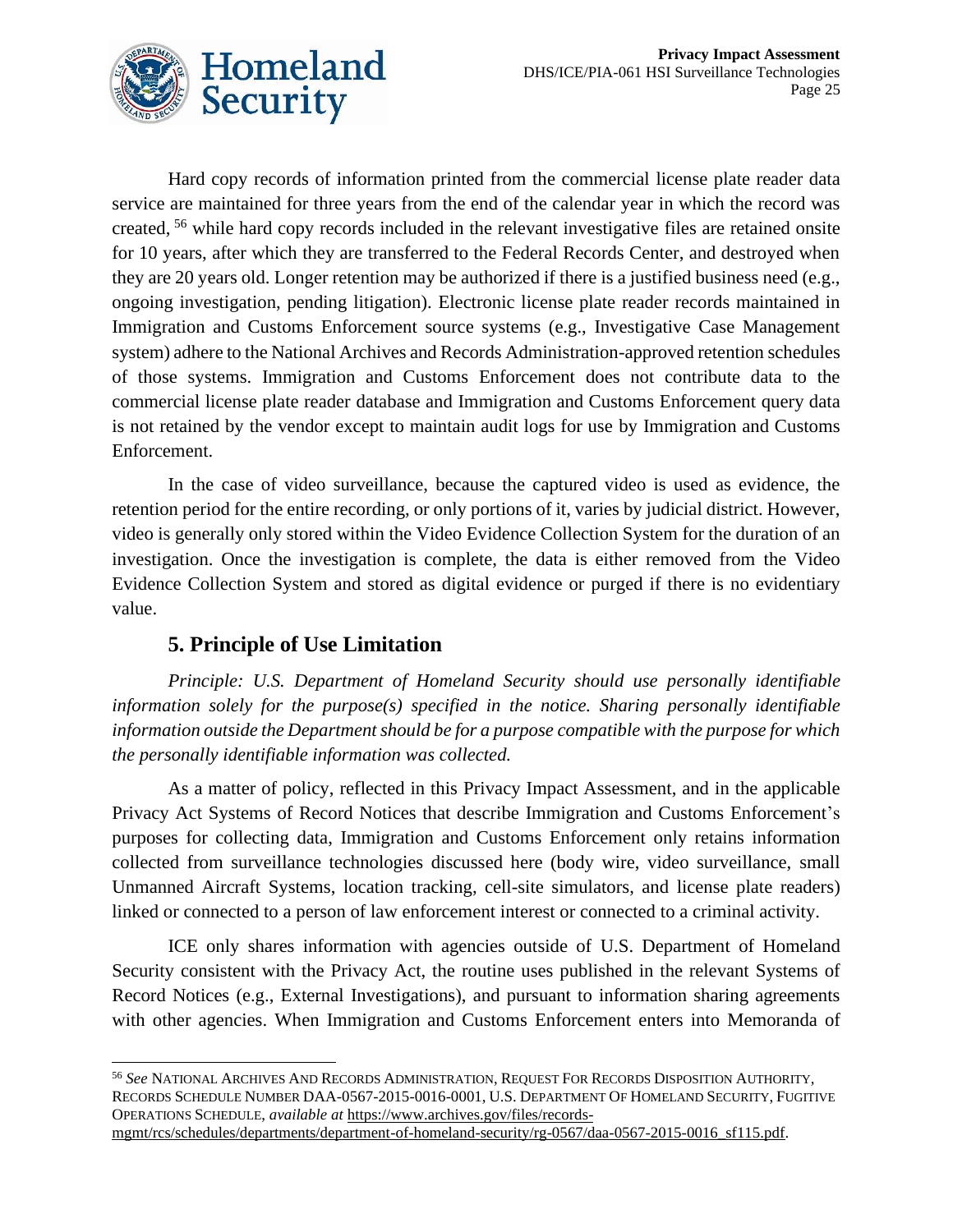Hard copy records of information printed from the commercial license plate reader data service are maintained for three years from the end of the calendar year in which the record was created, [56] while hard copy records included in the relevant investigative files are retained onsite for 10 years, after which they are transferred to the Federal Records Center, and destroyed when they are 20 years old. Longer retention may be authorized if there is a justified business need (e.g., ongoing investigation, pending litigation). Electronic license plate reader records maintained in Immigration and Customs Enforcement source systems (e.g., Investigative Case Management system) adhere to the National Archives and Records Administration-approved retention schedules of those systems. Immigration and Customs Enforcement does not contribute data to the commercial license plate reader database and Immigration and Customs Enforcement query data is not retained by the vendor except to maintain audit logs for use by Immigration and Customs Enforcement.

In the case of video surveillance, because the captured video is used as evidence, the retention period for the entire recording, or only portions of it, varies by judicial district. However, video is generally only stored within the Video Evidence Collection System for the duration of an investigation. Once the investigation is complete, the data is either removed from the Video Evidence Collection System and stored as digital evidence or purged if there is no evidentiary value.

## 5. Principle of Use Limitation

*Principle: U.S. Department of Homeland Security should use personally identifiable information solely for the purpose(s) specified in the notice. Sharing personally identifiable information outside the Department should be for a purpose compatible with the purpose for which the personally identifiable information was collected.*

As a matter of policy, reflected in this Privacy Impact Assessment, and in the applicable Privacy Act Systems of Record Notices that describe Immigration and Customs Enforcement's purposes for collecting data, Immigration and Customs Enforcement only retains information collected from surveillance technologies discussed here (body wire, video surveillance, small Unmanned Aircraft Systems, location tracking, cell-site simulators, and license plate readers) linked or connected to a person of law enforcement interest or connected to a criminal activity.

ICE only shares information with agencies outside of U.S. Department of Homeland Security consistent with the Privacy Act, the routine uses published in the relevant Systems of Record Notices (e.g., External Investigations), and pursuant to information sharing agreements with other agencies. When Immigration and Customs Enforcement enters into Memoranda of

---

[56] *See* National Archives And Records Administration, Request For Records Disposition Authority, Records Schedule Number DAA-0567-2015-0016-0001, U.S. Department Of Homeland Security, Fugitive Operations Schedule, *available at* https://www.archives.gov/files/records-mgmt/rcs/schedules/departments/department-of-homeland-security/rg-0567/daa-0567-2015-0016_sf115.pdf.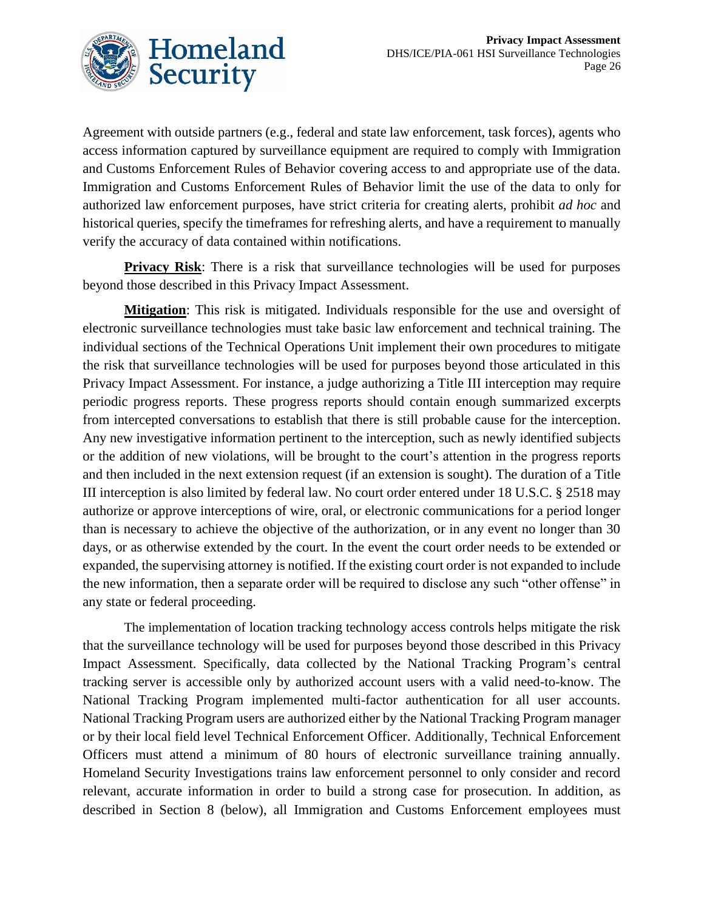Agreement with outside partners (e.g., federal and state law enforcement, task forces), agents who access information captured by surveillance equipment are required to comply with Immigration and Customs Enforcement Rules of Behavior covering access to and appropriate use of the data. Immigration and Customs Enforcement Rules of Behavior limit the use of the data to only for authorized law enforcement purposes, have strict criteria for creating alerts, prohibit *ad hoc* and historical queries, specify the timeframes for refreshing alerts, and have a requirement to manually verify the accuracy of data contained within notifications.

**Privacy Risk**: There is a risk that surveillance technologies will be used for purposes beyond those described in this Privacy Impact Assessment.

**Mitigation**: This risk is mitigated. Individuals responsible for the use and oversight of electronic surveillance technologies must take basic law enforcement and technical training. The individual sections of the Technical Operations Unit implement their own procedures to mitigate the risk that surveillance technologies will be used for purposes beyond those articulated in this Privacy Impact Assessment. For instance, a judge authorizing a Title III interception may require periodic progress reports. These progress reports should contain enough summarized excerpts from intercepted conversations to establish that there is still probable cause for the interception. Any new investigative information pertinent to the interception, such as newly identified subjects or the addition of new violations, will be brought to the court's attention in the progress reports and then included in the next extension request (if an extension is sought). The duration of a Title III interception is also limited by federal law. No court order entered under 18 U.S.C. § 2518 may authorize or approve interceptions of wire, oral, or electronic communications for a period longer than is necessary to achieve the objective of the authorization, or in any event no longer than 30 days, or as otherwise extended by the court. In the event the court order needs to be extended or expanded, the supervising attorney is notified. If the existing court order is not expanded to include the new information, then a separate order will be required to disclose any such "other offense" in any state or federal proceeding.

The implementation of location tracking technology access controls helps mitigate the risk that the surveillance technology will be used for purposes beyond those described in this Privacy Impact Assessment. Specifically, data collected by the National Tracking Program's central tracking server is accessible only by authorized account users with a valid need-to-know. The National Tracking Program implemented multi-factor authentication for all user accounts. National Tracking Program users are authorized either by the National Tracking Program manager or by their local field level Technical Enforcement Officer. Additionally, Technical Enforcement Officers must attend a minimum of 80 hours of electronic surveillance training annually. Homeland Security Investigations trains law enforcement personnel to only consider and record relevant, accurate information in order to build a strong case for prosecution. In addition, as described in Section 8 (below), all Immigration and Customs Enforcement employees must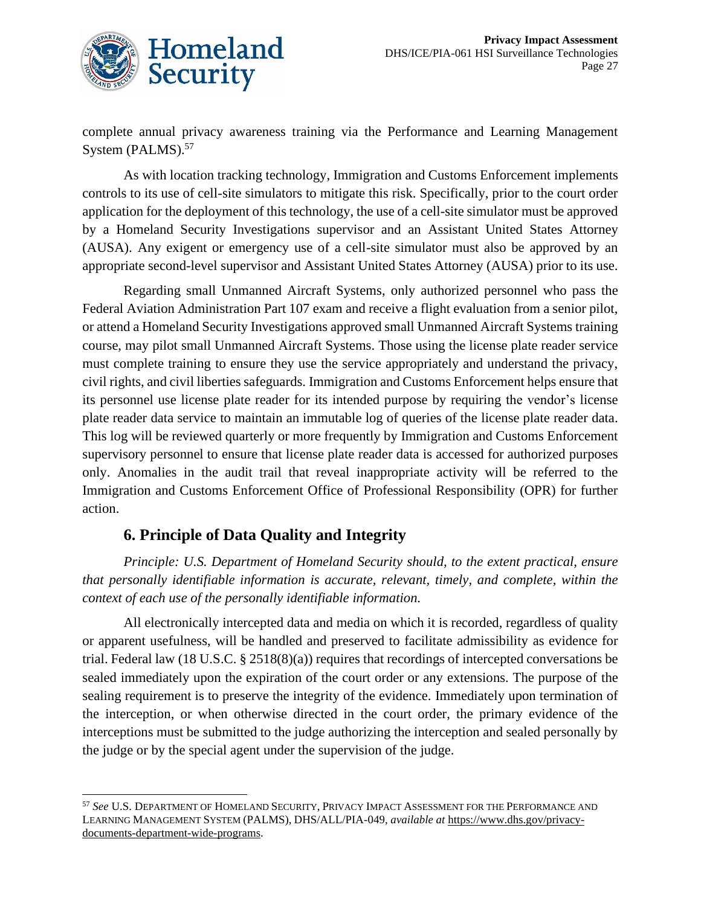complete annual privacy awareness training via the Performance and Learning Management System (PALMS).[57]

As with location tracking technology, Immigration and Customs Enforcement implements controls to its use of cell-site simulators to mitigate this risk. Specifically, prior to the court order application for the deployment of this technology, the use of a cell-site simulator must be approved by a Homeland Security Investigations supervisor and an Assistant United States Attorney (AUSA). Any exigent or emergency use of a cell-site simulator must also be approved by an appropriate second-level supervisor and Assistant United States Attorney (AUSA) prior to its use.

Regarding small Unmanned Aircraft Systems, only authorized personnel who pass the Federal Aviation Administration Part 107 exam and receive a flight evaluation from a senior pilot, or attend a Homeland Security Investigations approved small Unmanned Aircraft Systems training course, may pilot small Unmanned Aircraft Systems. Those using the license plate reader service must complete training to ensure they use the service appropriately and understand the privacy, civil rights, and civil liberties safeguards. Immigration and Customs Enforcement helps ensure that its personnel use license plate reader for its intended purpose by requiring the vendor's license plate reader data service to maintain an immutable log of queries of the license plate reader data. This log will be reviewed quarterly or more frequently by Immigration and Customs Enforcement supervisory personnel to ensure that license plate reader data is accessed for authorized purposes only. Anomalies in the audit trail that reveal inappropriate activity will be referred to the Immigration and Customs Enforcement Office of Professional Responsibility (OPR) for further action.

## 6. Principle of Data Quality and Integrity

*Principle: U.S. Department of Homeland Security should, to the extent practical, ensure that personally identifiable information is accurate, relevant, timely, and complete, within the context of each use of the personally identifiable information.*

All electronically intercepted data and media on which it is recorded, regardless of quality or apparent usefulness, will be handled and preserved to facilitate admissibility as evidence for trial. Federal law (18 U.S.C. § 2518(8)(a)) requires that recordings of intercepted conversations be sealed immediately upon the expiration of the court order or any extensions. The purpose of the sealing requirement is to preserve the integrity of the evidence. Immediately upon termination of the interception, or when otherwise directed in the court order, the primary evidence of the interceptions must be submitted to the judge authorizing the interception and sealed personally by the judge or by the special agent under the supervision of the judge.

---

[57] *See* U.S. DEPARTMENT OF HOMELAND SECURITY, PRIVACY IMPACT ASSESSMENT FOR THE PERFORMANCE AND LEARNING MANAGEMENT SYSTEM (PALMS), DHS/ALL/PIA-049, *available at* https://www.dhs.gov/privacy-documents-department-wide-programs.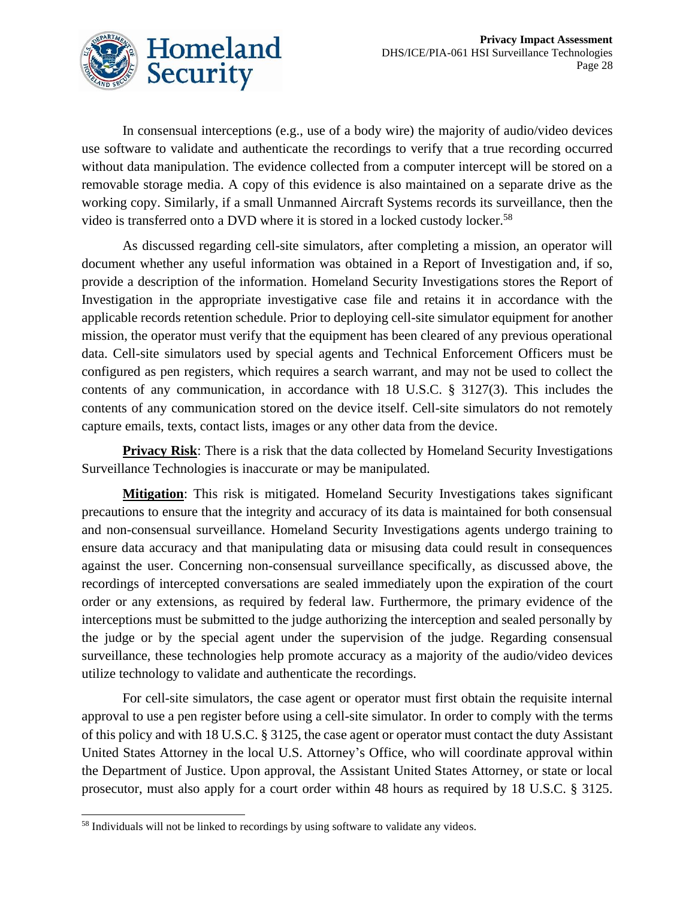In consensual interceptions (e.g., use of a body wire) the majority of audio/video devices use software to validate and authenticate the recordings to verify that a true recording occurred without data manipulation. The evidence collected from a computer intercept will be stored on a removable storage media. A copy of this evidence is also maintained on a separate drive as the working copy. Similarly, if a small Unmanned Aircraft Systems records its surveillance, then the video is transferred onto a DVD where it is stored in a locked custody locker.[58]

As discussed regarding cell-site simulators, after completing a mission, an operator will document whether any useful information was obtained in a Report of Investigation and, if so, provide a description of the information. Homeland Security Investigations stores the Report of Investigation in the appropriate investigative case file and retains it in accordance with the applicable records retention schedule. Prior to deploying cell-site simulator equipment for another mission, the operator must verify that the equipment has been cleared of any previous operational data. Cell-site simulators used by special agents and Technical Enforcement Officers must be configured as pen registers, which requires a search warrant, and may not be used to collect the contents of any communication, in accordance with 18 U.S.C. § 3127(3). This includes the contents of any communication stored on the device itself. Cell-site simulators do not remotely capture emails, texts, contact lists, images or any other data from the device.

**Privacy Risk**: There is a risk that the data collected by Homeland Security Investigations Surveillance Technologies is inaccurate or may be manipulated.

**Mitigation**: This risk is mitigated. Homeland Security Investigations takes significant precautions to ensure that the integrity and accuracy of its data is maintained for both consensual and non-consensual surveillance. Homeland Security Investigations agents undergo training to ensure data accuracy and that manipulating data or misusing data could result in consequences against the user. Concerning non-consensual surveillance specifically, as discussed above, the recordings of intercepted conversations are sealed immediately upon the expiration of the court order or any extensions, as required by federal law. Furthermore, the primary evidence of the interceptions must be submitted to the judge authorizing the interception and sealed personally by the judge or by the special agent under the supervision of the judge. Regarding consensual surveillance, these technologies help promote accuracy as a majority of the audio/video devices utilize technology to validate and authenticate the recordings.

For cell-site simulators, the case agent or operator must first obtain the requisite internal approval to use a pen register before using a cell-site simulator. In order to comply with the terms of this policy and with 18 U.S.C. § 3125, the case agent or operator must contact the duty Assistant United States Attorney in the local U.S. Attorney's Office, who will coordinate approval within the Department of Justice. Upon approval, the Assistant United States Attorney, or state or local prosecutor, must also apply for a court order within 48 hours as required by 18 U.S.C. § 3125.

[58] Individuals will not be linked to recordings by using software to validate any videos.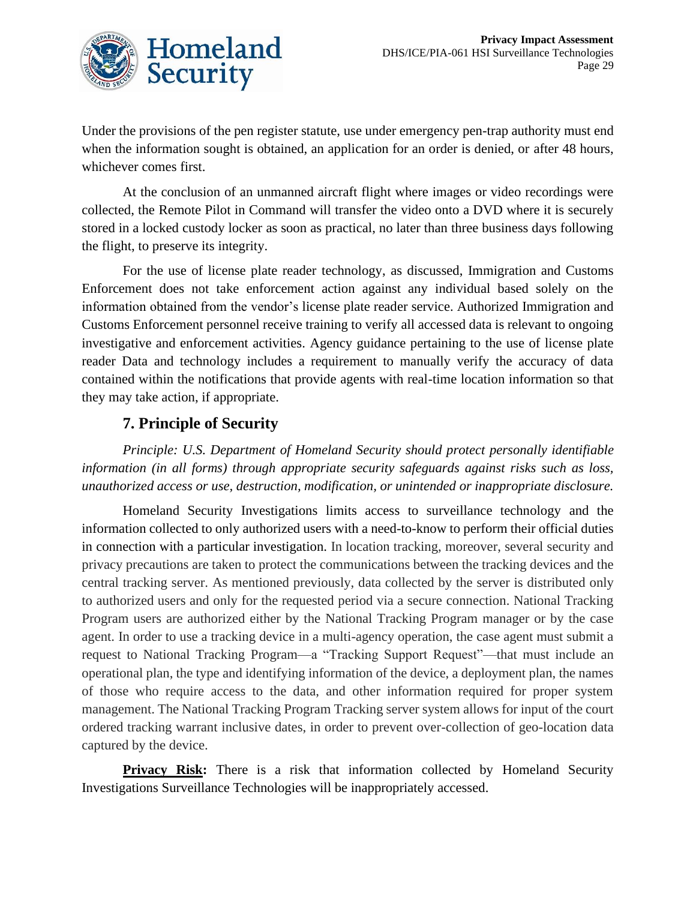Under the provisions of the pen register statute, use under emergency pen-trap authority must end when the information sought is obtained, an application for an order is denied, or after 48 hours, whichever comes first.

At the conclusion of an unmanned aircraft flight where images or video recordings were collected, the Remote Pilot in Command will transfer the video onto a DVD where it is securely stored in a locked custody locker as soon as practical, no later than three business days following the flight, to preserve its integrity.

For the use of license plate reader technology, as discussed, Immigration and Customs Enforcement does not take enforcement action against any individual based solely on the information obtained from the vendor's license plate reader service. Authorized Immigration and Customs Enforcement personnel receive training to verify all accessed data is relevant to ongoing investigative and enforcement activities. Agency guidance pertaining to the use of license plate reader Data and technology includes a requirement to manually verify the accuracy of data contained within the notifications that provide agents with real-time location information so that they may take action, if appropriate.

## 7. Principle of Security

*Principle: U.S. Department of Homeland Security should protect personally identifiable information (in all forms) through appropriate security safeguards against risks such as loss, unauthorized access or use, destruction, modification, or unintended or inappropriate disclosure.*

Homeland Security Investigations limits access to surveillance technology and the information collected to only authorized users with a need-to-know to perform their official duties in connection with a particular investigation. In location tracking, moreover, several security and privacy precautions are taken to protect the communications between the tracking devices and the central tracking server. As mentioned previously, data collected by the server is distributed only to authorized users and only for the requested period via a secure connection. National Tracking Program users are authorized either by the National Tracking Program manager or by the case agent. In order to use a tracking device in a multi-agency operation, the case agent must submit a request to National Tracking Program—a "Tracking Support Request"—that must include an operational plan, the type and identifying information of the device, a deployment plan, the names of those who require access to the data, and other information required for proper system management. The National Tracking Program Tracking server system allows for input of the court ordered tracking warrant inclusive dates, in order to prevent over-collection of geo-location data captured by the device.

**<u>Privacy Risk</u>:** There is a risk that information collected by Homeland Security Investigations Surveillance Technologies will be inappropriately accessed.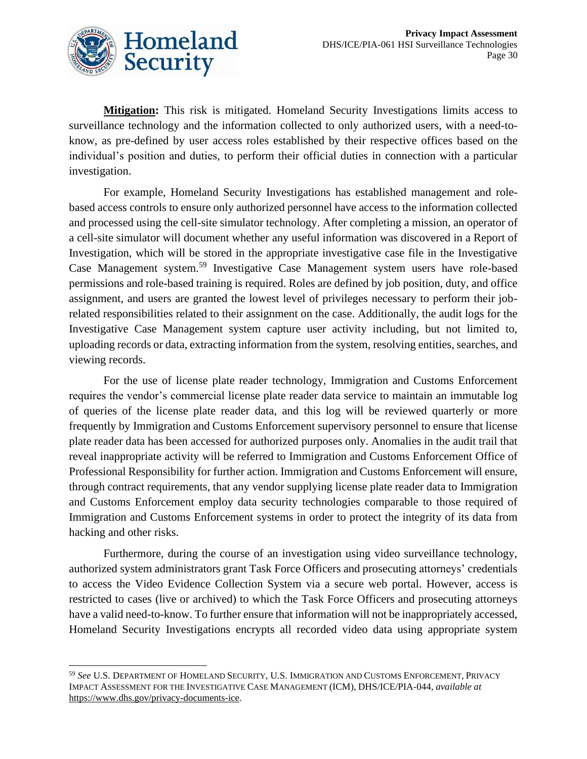**Mitigation:** This risk is mitigated. Homeland Security Investigations limits access to surveillance technology and the information collected to only authorized users, with a need-to-know, as pre-defined by user access roles established by their respective offices based on the individual's position and duties, to perform their official duties in connection with a particular investigation.

For example, Homeland Security Investigations has established management and role-based access controls to ensure only authorized personnel have access to the information collected and processed using the cell-site simulator technology. After completing a mission, an operator of a cell-site simulator will document whether any useful information was discovered in a Report of Investigation, which will be stored in the appropriate investigative case file in the Investigative Case Management system.[59] Investigative Case Management system users have role-based permissions and role-based training is required. Roles are defined by job position, duty, and office assignment, and users are granted the lowest level of privileges necessary to perform their job-related responsibilities related to their assignment on the case. Additionally, the audit logs for the Investigative Case Management system capture user activity including, but not limited to, uploading records or data, extracting information from the system, resolving entities, searches, and viewing records.

For the use of license plate reader technology, Immigration and Customs Enforcement requires the vendor's commercial license plate reader data service to maintain an immutable log of queries of the license plate reader data, and this log will be reviewed quarterly or more frequently by Immigration and Customs Enforcement supervisory personnel to ensure that license plate reader data has been accessed for authorized purposes only. Anomalies in the audit trail that reveal inappropriate activity will be referred to Immigration and Customs Enforcement Office of Professional Responsibility for further action. Immigration and Customs Enforcement will ensure, through contract requirements, that any vendor supplying license plate reader data to Immigration and Customs Enforcement employ data security technologies comparable to those required of Immigration and Customs Enforcement systems in order to protect the integrity of its data from hacking and other risks.

Furthermore, during the course of an investigation using video surveillance technology, authorized system administrators grant Task Force Officers and prosecuting attorneys' credentials to access the Video Evidence Collection System via a secure web portal. However, access is restricted to cases (live or archived) to which the Task Force Officers and prosecuting attorneys have a valid need-to-know. To further ensure that information will not be inappropriately accessed, Homeland Security Investigations encrypts all recorded video data using appropriate system

---

[59] *See* U.S. DEPARTMENT OF HOMELAND SECURITY, U.S. IMMIGRATION AND CUSTOMS ENFORCEMENT, PRIVACY IMPACT ASSESSMENT FOR THE INVESTIGATIVE CASE MANAGEMENT (ICM), DHS/ICE/PIA-044, *available at* https://www.dhs.gov/privacy-documents-ice.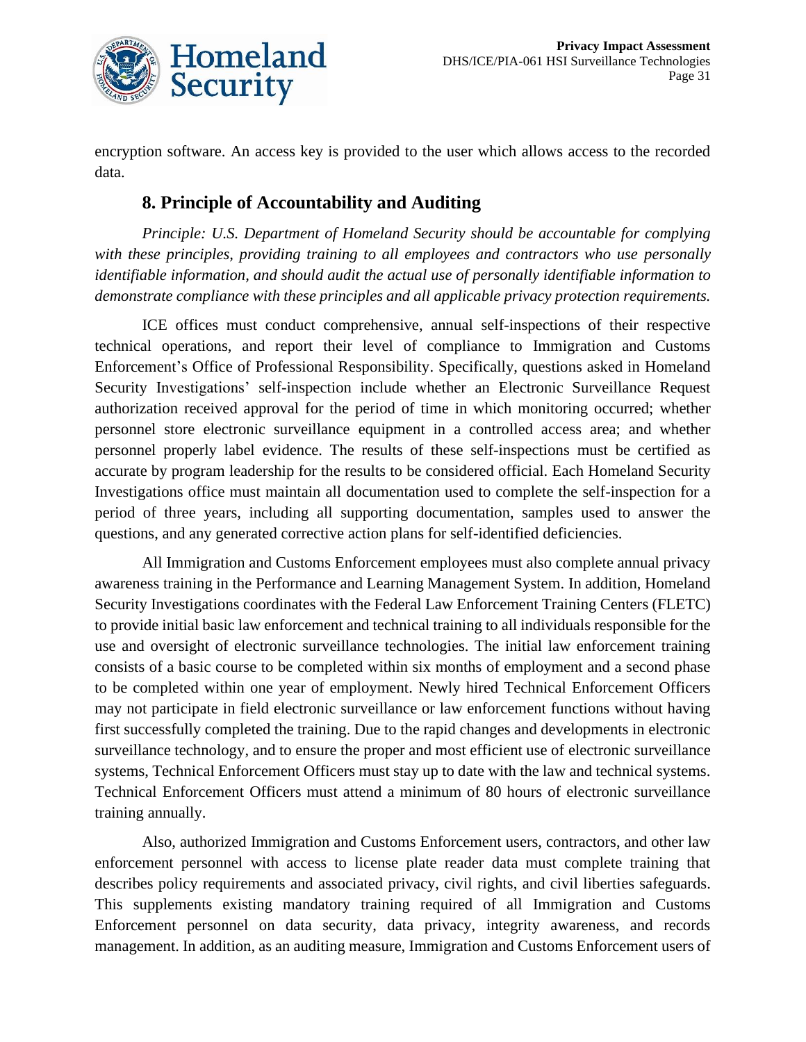encryption software. An access key is provided to the user which allows access to the recorded data.

## 8. Principle of Accountability and Auditing

*Principle: U.S. Department of Homeland Security should be accountable for complying with these principles, providing training to all employees and contractors who use personally identifiable information, and should audit the actual use of personally identifiable information to demonstrate compliance with these principles and all applicable privacy protection requirements.*

ICE offices must conduct comprehensive, annual self-inspections of their respective technical operations, and report their level of compliance to Immigration and Customs Enforcement's Office of Professional Responsibility. Specifically, questions asked in Homeland Security Investigations' self-inspection include whether an Electronic Surveillance Request authorization received approval for the period of time in which monitoring occurred; whether personnel store electronic surveillance equipment in a controlled access area; and whether personnel properly label evidence. The results of these self-inspections must be certified as accurate by program leadership for the results to be considered official. Each Homeland Security Investigations office must maintain all documentation used to complete the self-inspection for a period of three years, including all supporting documentation, samples used to answer the questions, and any generated corrective action plans for self-identified deficiencies.

All Immigration and Customs Enforcement employees must also complete annual privacy awareness training in the Performance and Learning Management System. In addition, Homeland Security Investigations coordinates with the Federal Law Enforcement Training Centers (FLETC) to provide initial basic law enforcement and technical training to all individuals responsible for the use and oversight of electronic surveillance technologies. The initial law enforcement training consists of a basic course to be completed within six months of employment and a second phase to be completed within one year of employment. Newly hired Technical Enforcement Officers may not participate in field electronic surveillance or law enforcement functions without having first successfully completed the training. Due to the rapid changes and developments in electronic surveillance technology, and to ensure the proper and most efficient use of electronic surveillance systems, Technical Enforcement Officers must stay up to date with the law and technical systems. Technical Enforcement Officers must attend a minimum of 80 hours of electronic surveillance training annually.

Also, authorized Immigration and Customs Enforcement users, contractors, and other law enforcement personnel with access to license plate reader data must complete training that describes policy requirements and associated privacy, civil rights, and civil liberties safeguards. This supplements existing mandatory training required of all Immigration and Customs Enforcement personnel on data security, data privacy, integrity awareness, and records management. In addition, as an auditing measure, Immigration and Customs Enforcement users of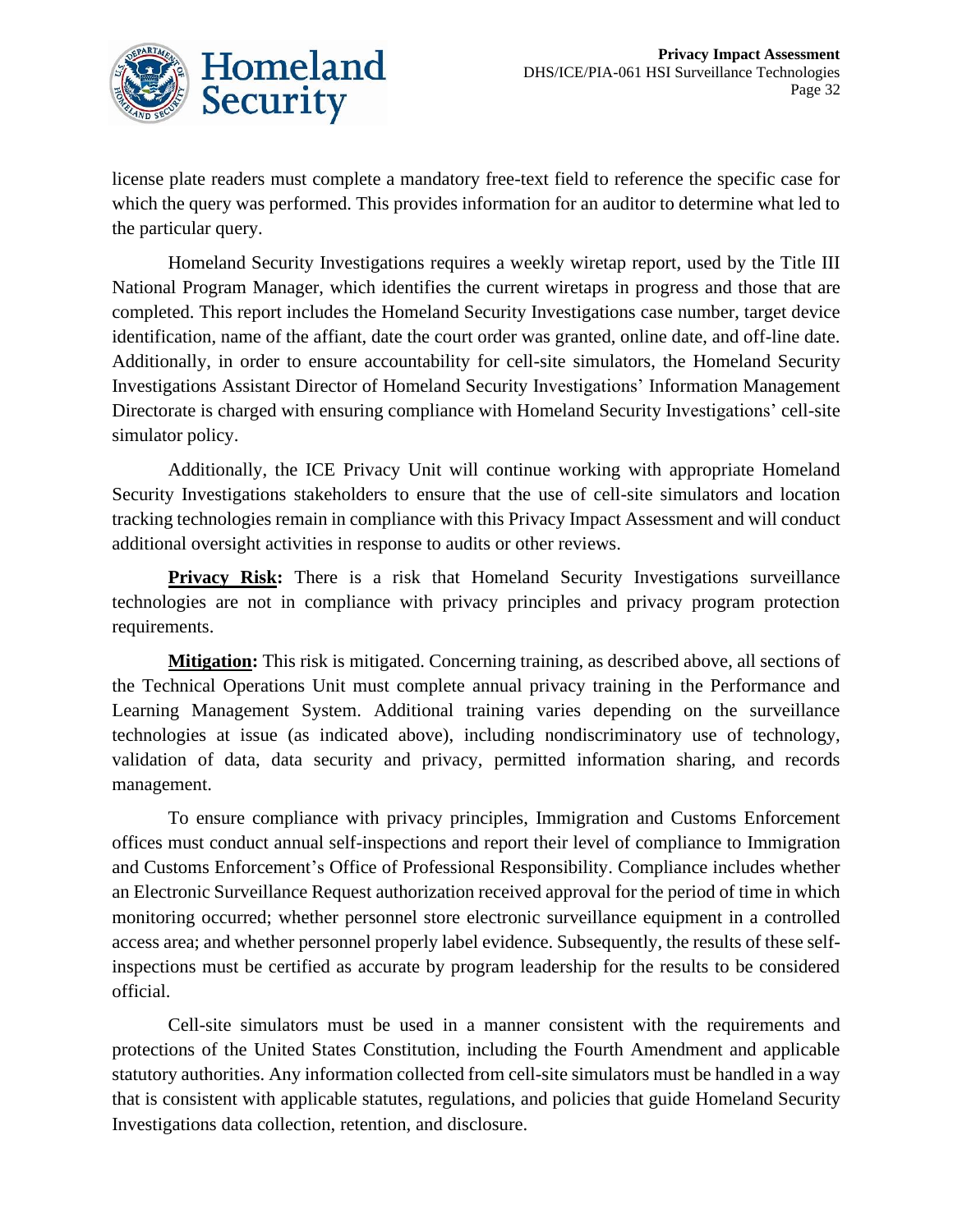license plate readers must complete a mandatory free-text field to reference the specific case for which the query was performed. This provides information for an auditor to determine what led to the particular query.

Homeland Security Investigations requires a weekly wiretap report, used by the Title III National Program Manager, which identifies the current wiretaps in progress and those that are completed. This report includes the Homeland Security Investigations case number, target device identification, name of the affiant, date the court order was granted, online date, and off-line date. Additionally, in order to ensure accountability for cell-site simulators, the Homeland Security Investigations Assistant Director of Homeland Security Investigations' Information Management Directorate is charged with ensuring compliance with Homeland Security Investigations' cell-site simulator policy.

Additionally, the ICE Privacy Unit will continue working with appropriate Homeland Security Investigations stakeholders to ensure that the use of cell-site simulators and location tracking technologies remain in compliance with this Privacy Impact Assessment and will conduct additional oversight activities in response to audits or other reviews.

**Privacy Risk:** There is a risk that Homeland Security Investigations surveillance technologies are not in compliance with privacy principles and privacy program protection requirements.

**Mitigation:** This risk is mitigated. Concerning training, as described above, all sections of the Technical Operations Unit must complete annual privacy training in the Performance and Learning Management System. Additional training varies depending on the surveillance technologies at issue (as indicated above), including nondiscriminatory use of technology, validation of data, data security and privacy, permitted information sharing, and records management.

To ensure compliance with privacy principles, Immigration and Customs Enforcement offices must conduct annual self-inspections and report their level of compliance to Immigration and Customs Enforcement's Office of Professional Responsibility. Compliance includes whether an Electronic Surveillance Request authorization received approval for the period of time in which monitoring occurred; whether personnel store electronic surveillance equipment in a controlled access area; and whether personnel properly label evidence. Subsequently, the results of these self-inspections must be certified as accurate by program leadership for the results to be considered official.

Cell-site simulators must be used in a manner consistent with the requirements and protections of the United States Constitution, including the Fourth Amendment and applicable statutory authorities. Any information collected from cell-site simulators must be handled in a way that is consistent with applicable statutes, regulations, and policies that guide Homeland Security Investigations data collection, retention, and disclosure.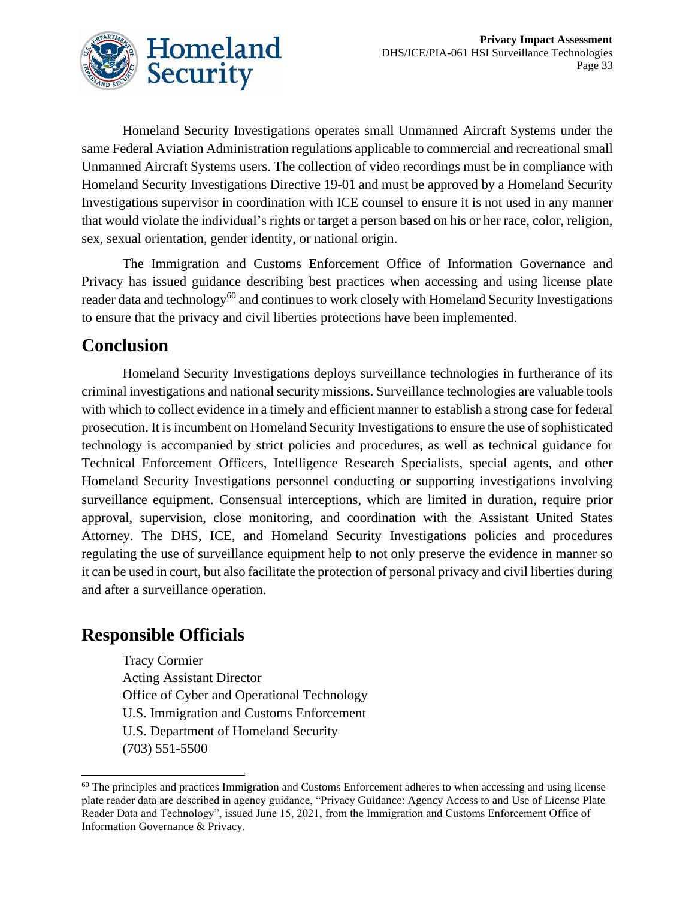Homeland Security Investigations operates small Unmanned Aircraft Systems under the same Federal Aviation Administration regulations applicable to commercial and recreational small Unmanned Aircraft Systems users. The collection of video recordings must be in compliance with Homeland Security Investigations Directive 19-01 and must be approved by a Homeland Security Investigations supervisor in coordination with ICE counsel to ensure it is not used in any manner that would violate the individual's rights or target a person based on his or her race, color, religion, sex, sexual orientation, gender identity, or national origin.

The Immigration and Customs Enforcement Office of Information Governance and Privacy has issued guidance describing best practices when accessing and using license plate reader data and technology[60] and continues to work closely with Homeland Security Investigations to ensure that the privacy and civil liberties protections have been implemented.

## Conclusion

Homeland Security Investigations deploys surveillance technologies in furtherance of its criminal investigations and national security missions. Surveillance technologies are valuable tools with which to collect evidence in a timely and efficient manner to establish a strong case for federal prosecution. It is incumbent on Homeland Security Investigations to ensure the use of sophisticated technology is accompanied by strict policies and procedures, as well as technical guidance for Technical Enforcement Officers, Intelligence Research Specialists, special agents, and other Homeland Security Investigations personnel conducting or supporting investigations involving surveillance equipment. Consensual interceptions, which are limited in duration, require prior approval, supervision, close monitoring, and coordination with the Assistant United States Attorney. The DHS, ICE, and Homeland Security Investigations policies and procedures regulating the use of surveillance equipment help to not only preserve the evidence in manner so it can be used in court, but also facilitate the protection of personal privacy and civil liberties during and after a surveillance operation.

## Responsible Officials

Tracy Cormier  
Acting Assistant Director  
Office of Cyber and Operational Technology  
U.S. Immigration and Customs Enforcement  
U.S. Department of Homeland Security  
(703) 551-5500

---

[60] The principles and practices Immigration and Customs Enforcement adheres to when accessing and using license plate reader data are described in agency guidance, "Privacy Guidance: Agency Access to and Use of License Plate Reader Data and Technology", issued June 15, 2021, from the Immigration and Customs Enforcement Office of Information Governance & Privacy.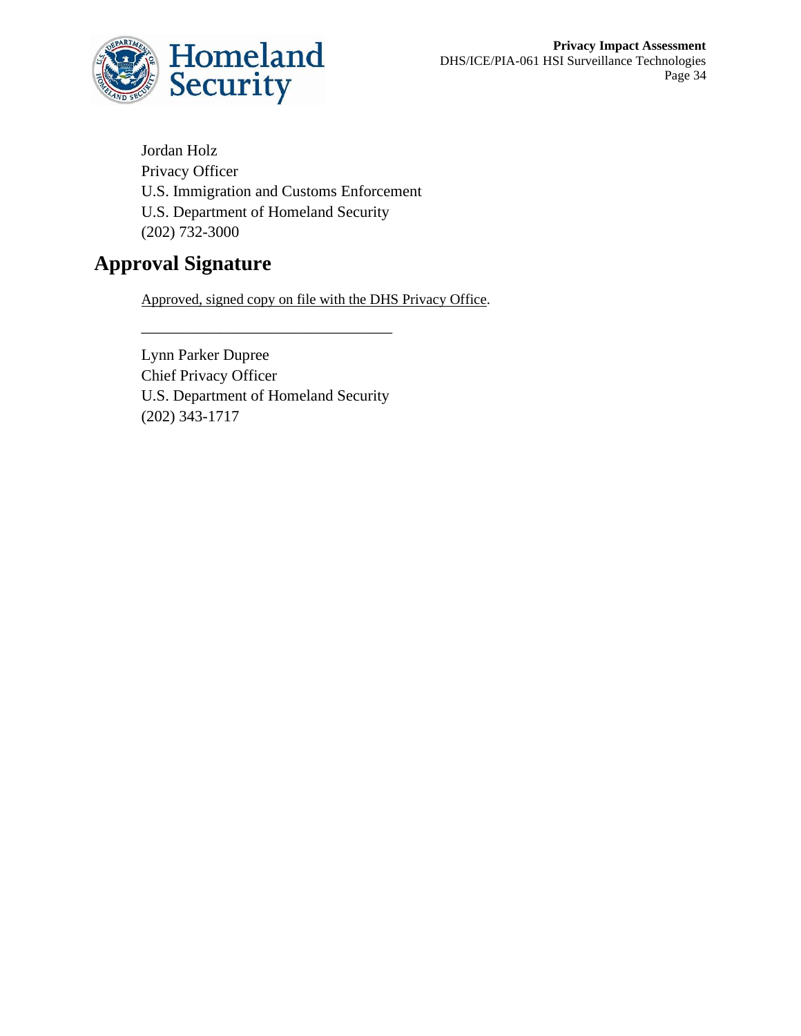Jordan Holz
Privacy Officer
U.S. Immigration and Customs Enforcement
U.S. Department of Homeland Security
(202) 732-3000

## Approval Signature

Approved, signed copy on file with the DHS Privacy Office.

________________________________

Lynn Parker Dupree
Chief Privacy Officer
U.S. Department of Homeland Security
(202) 343-1717